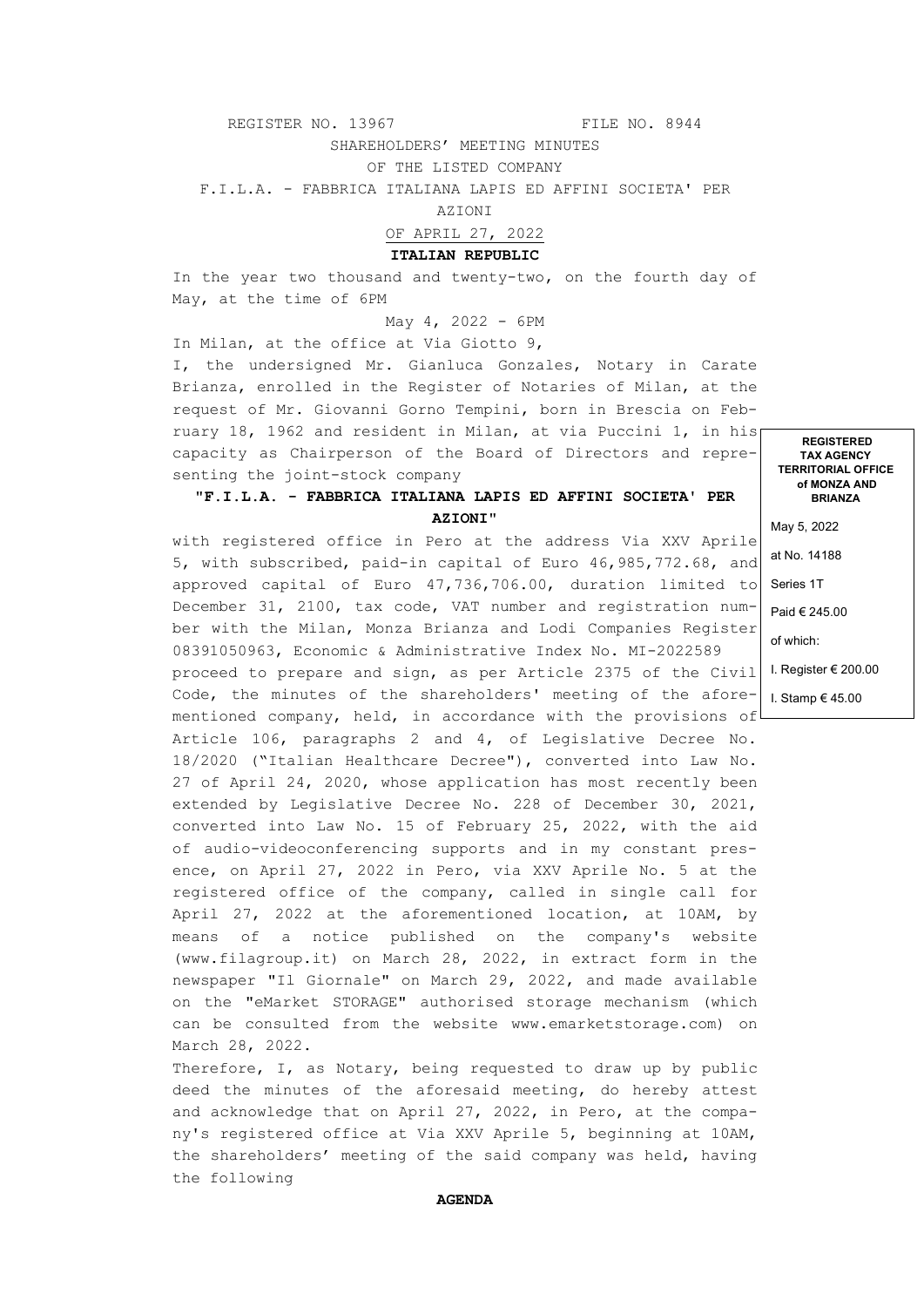REGISTER NO. 13967 FILE NO. 8944

SHAREHOLDERS' MEETING MINUTES

OF THE LISTED COMPANY

F.I.L.A. - FABBRICA ITALIANA LAPIS ED AFFINI SOCIETA' PER AZIONI

OF APRIL 27, 2022

**ITALIAN REPUBLIC**

In the year two thousand and twenty-two, on the fourth day of May, at the time of 6PM

May 4, 2022 - 6PM

In Milan, at the office at Via Giotto 9,

I, the undersigned Mr. Gianluca Gonzales, Notary in Carate Brianza, enrolled in the Register of Notaries of Milan, at the request of Mr. Giovanni Gorno Tempini, born in Brescia on February 18, 1962 and resident in Milan, at via Puccini 1, in his capacity as Chairperson of the Board of Directors and representing the joint-stock company

**"F.I.L.A. - FABBRICA ITALIANA LAPIS ED AFFINI SOCIETA' PER AZIONI"**

with registered office in Pero at the address Via XXV Aprile 5, with subscribed, paid-in capital of Euro 46,985,772.68, and approved capital of Euro 47,736,706.00, duration limited to December 31, 2100, tax code, VAT number and registration number with the Milan, Monza Brianza and Lodi Companies Register 08391050963, Economic & Administrative Index No. MI-2022589 proceed to prepare and sign, as per Article 2375 of the Civil Code, the minutes of the shareholders' meeting of the aforementioned company, held, in accordance with the provisions of Article 106, paragraphs 2 and 4, of Legislative Decree No. 18/2020 ("Italian Healthcare Decree"), converted into Law No. 27 of April 24, 2020, whose application has most recently been extended by Legislative Decree No. 228 of December 30, 2021, converted into Law No. 15 of February 25, 2022, with the aid of audio-videoconferencing supports and in my constant presence, on April 27, 2022 in Pero, via XXV Aprile No. 5 at the registered office of the company, called in single call for April 27, 2022 at the aforementioned location, at 10AM, by means of a notice published on the company's website (www.filagroup.it) on March 28, 2022, in extract form in the newspaper "Il Giornale" on March 29, 2022, and made available on the "eMarket STORAGE" authorised storage mechanism (which can be consulted from the website www.emarketstorage.com) on March 28, 2022.

Therefore, I, as Notary, being requested to draw up by public deed the minutes of the aforesaid meeting, do hereby attest and acknowledge that on April 27, 2022, in Pero, at the company's registered office at Via XXV Aprile 5, beginning at 10AM, the shareholders' meeting of the said company was held, having the following

**REGISTERED TAX AGENCY TERRITORIAL OFFICE of MONZA AND BRIANZA**

May 5, 2022

at No. 14188

Series 1T

Paid € 245.00

of which:

I. Register € 200.00

I. Stamp € 45.00

**AGENDA**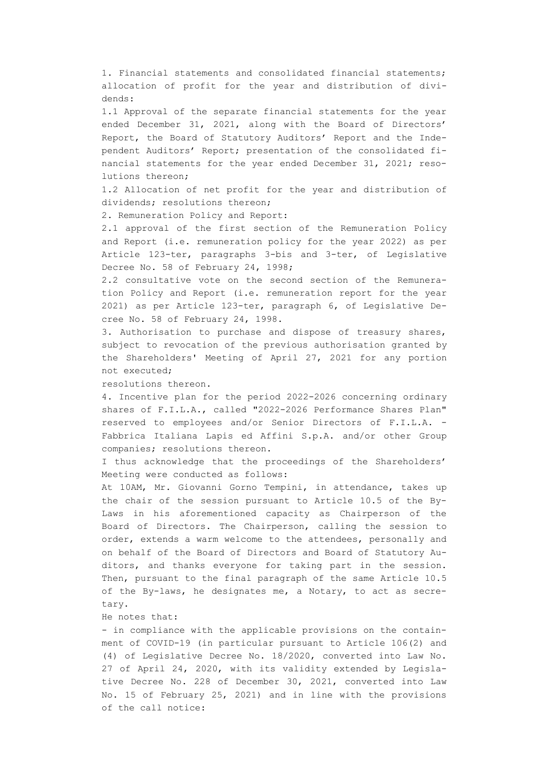1. Financial statements and consolidated financial statements; allocation of profit for the year and distribution of dividends:

1.1 Approval of the separate financial statements for the year ended December 31, 2021, along with the Board of Directors' Report, the Board of Statutory Auditors' Report and the Independent Auditors' Report; presentation of the consolidated financial statements for the year ended December 31, 2021; resolutions thereon;

1.2 Allocation of net profit for the year and distribution of dividends; resolutions thereon;

2. Remuneration Policy and Report:

2.1 approval of the first section of the Remuneration Policy and Report (i.e. remuneration policy for the year 2022) as per Article 123-ter, paragraphs 3-bis and 3-ter, of Legislative Decree No. 58 of February 24, 1998;

2.2 consultative vote on the second section of the Remuneration Policy and Report (i.e. remuneration report for the year 2021) as per Article 123-ter, paragraph 6, of Legislative Decree No. 58 of February 24, 1998.

3. Authorisation to purchase and dispose of treasury shares, subject to revocation of the previous authorisation granted by the Shareholders' Meeting of April 27, 2021 for any portion not executed;

resolutions thereon.

4. Incentive plan for the period 2022-2026 concerning ordinary shares of F.I.L.A., called "2022-2026 Performance Shares Plan" reserved to employees and/or Senior Directors of F.I.L.A. - Fabbrica Italiana Lapis ed Affini S.p.A. and/or other Group companies; resolutions thereon.

I thus acknowledge that the proceedings of the Shareholders' Meeting were conducted as follows:

At 10AM, Mr. Giovanni Gorno Tempini, in attendance, takes up the chair of the session pursuant to Article 10.5 of the By-Laws in his aforementioned capacity as Chairperson of the Board of Directors. The Chairperson, calling the session to order, extends a warm welcome to the attendees, personally and on behalf of the Board of Directors and Board of Statutory Auditors, and thanks everyone for taking part in the session. Then, pursuant to the final paragraph of the same Article 10.5 of the By-laws, he designates me, a Notary, to act as secretary.

He notes that:

- in compliance with the applicable provisions on the containment of COVID-19 (in particular pursuant to Article 106(2) and (4) of Legislative Decree No. 18/2020, converted into Law No. 27 of April 24, 2020, with its validity extended by Legislative Decree No. 228 of December 30, 2021, converted into Law No. 15 of February 25, 2021) and in line with the provisions of the call notice: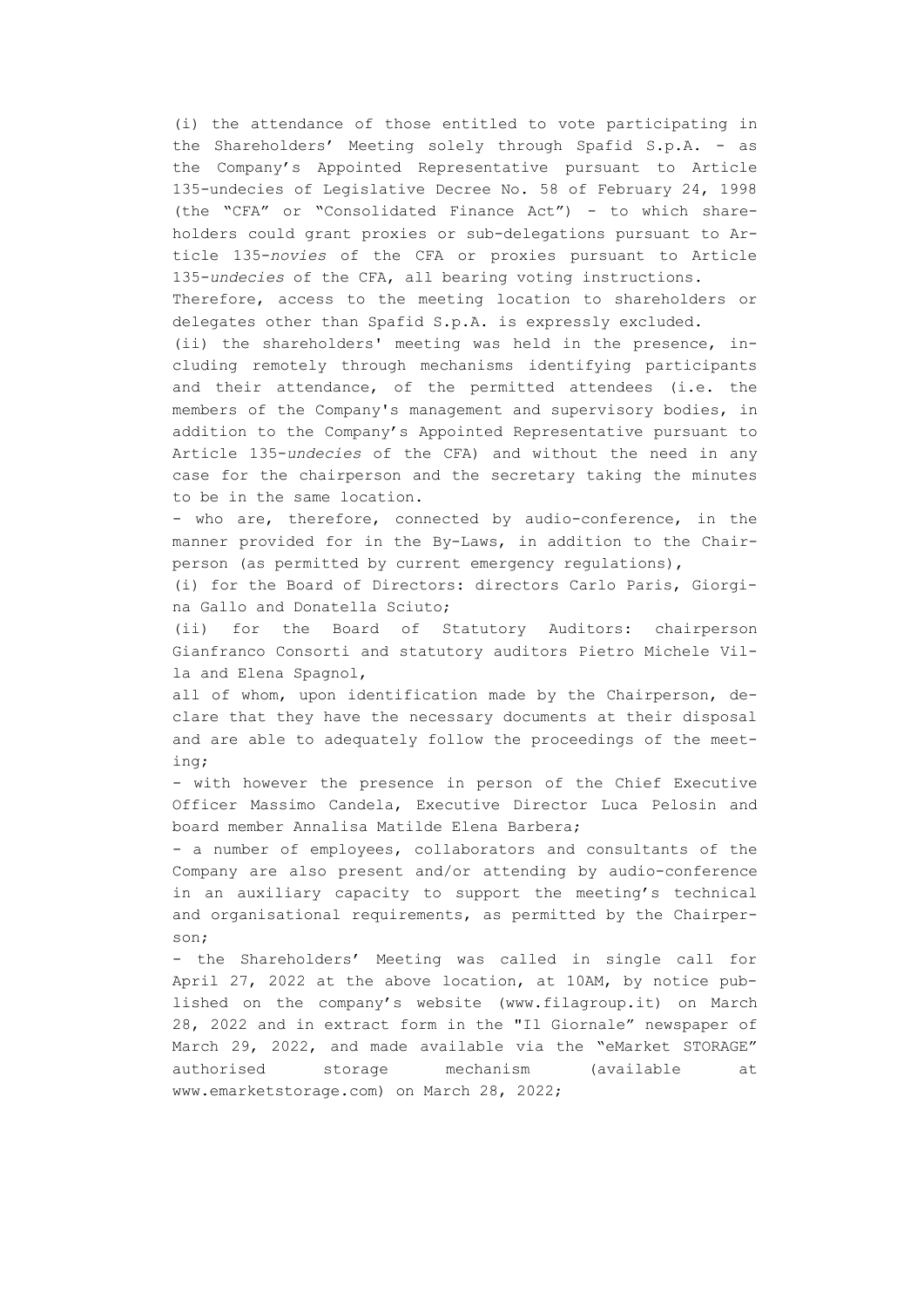(i) the attendance of those entitled to vote participating in the Shareholders' Meeting solely through Spafid S.p.A. - as the Company's Appointed Representative pursuant to Article 135-undecies of Legislative Decree No. 58 of February 24, 1998 (the "CFA" or "Consolidated Finance Act") - to which shareholders could grant proxies or sub-delegations pursuant to Article 135-*novies* of the CFA or proxies pursuant to Article 135-*undecies* of the CFA, all bearing voting instructions.

Therefore, access to the meeting location to shareholders or delegates other than Spafid S.p.A. is expressly excluded.

(ii) the shareholders' meeting was held in the presence, including remotely through mechanisms identifying participants and their attendance, of the permitted attendees (i.e. the members of the Company's management and supervisory bodies, in addition to the Company's Appointed Representative pursuant to Article 135-*undecies* of the CFA) and without the need in any case for the chairperson and the secretary taking the minutes to be in the same location.

- who are, therefore, connected by audio-conference, in the manner provided for in the By-Laws, in addition to the Chairperson (as permitted by current emergency regulations),

(i) for the Board of Directors: directors Carlo Paris, Giorgina Gallo and Donatella Sciuto;

(ii) for the Board of Statutory Auditors: chairperson Gianfranco Consorti and statutory auditors Pietro Michele Villa and Elena Spagnol,

all of whom, upon identification made by the Chairperson, declare that they have the necessary documents at their disposal and are able to adequately follow the proceedings of the meeting;

- with however the presence in person of the Chief Executive Officer Massimo Candela, Executive Director Luca Pelosin and board member Annalisa Matilde Elena Barbera;

- a number of employees, collaborators and consultants of the Company are also present and/or attending by audio-conference in an auxiliary capacity to support the meeting's technical and organisational requirements, as permitted by the Chairperson;

- the Shareholders' Meeting was called in single call for April 27, 2022 at the above location, at 10AM, by notice published on the company's website (www.filagroup.it) on March 28, 2022 and in extract form in the "Il Giornale" newspaper of March 29, 2022, and made available via the "eMarket STORAGE" authorised storage mechanism (available at www.emarketstorage.com) on March 28, 2022;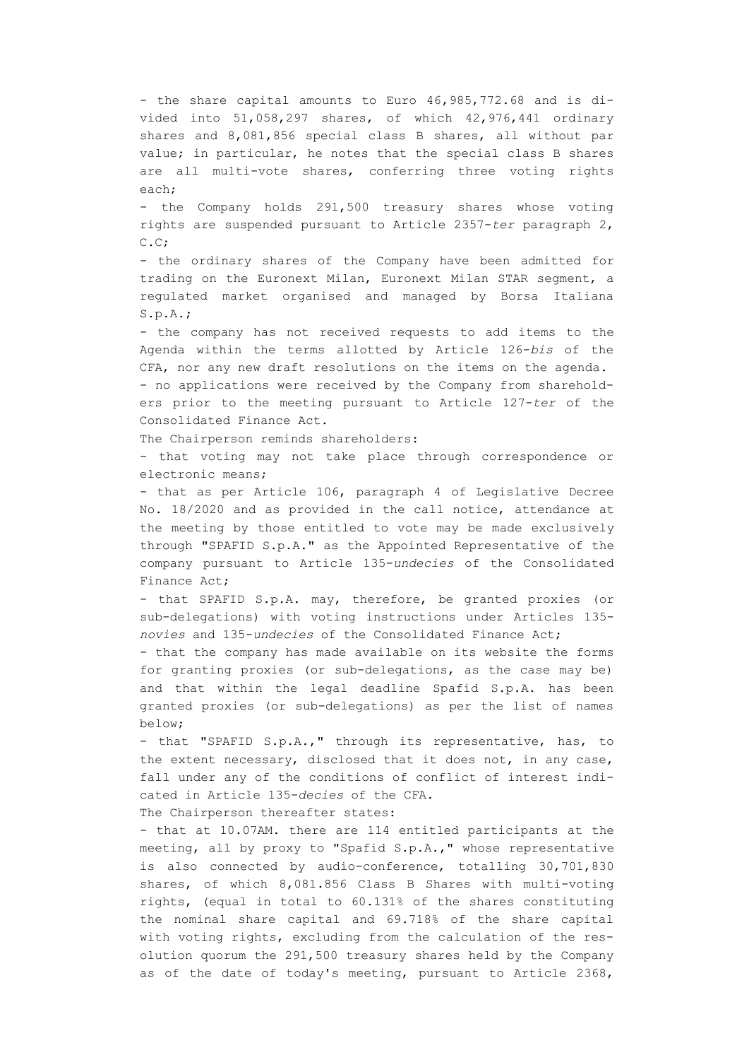- the share capital amounts to Euro 46,985,772.68 and is divided into 51,058,297 shares, of which 42,976,441 ordinary shares and 8,081,856 special class B shares, all without par value; in particular, he notes that the special class B shares are all multi-vote shares, conferring three voting rights each;

- the Company holds 291,500 treasury shares whose voting rights are suspended pursuant to Article 2357-*ter* paragraph 2, C.C;

- the ordinary shares of the Company have been admitted for trading on the Euronext Milan, Euronext Milan STAR segment, a regulated market organised and managed by Borsa Italiana S.p.A.;

- the company has not received requests to add items to the Agenda within the terms allotted by Article 126-*bis* of the CFA, nor any new draft resolutions on the items on the agenda.

- no applications were received by the Company from shareholders prior to the meeting pursuant to Article 127-*ter* of the Consolidated Finance Act.

The Chairperson reminds shareholders:

- that voting may not take place through correspondence or electronic means;

- that as per Article 106, paragraph 4 of Legislative Decree No. 18/2020 and as provided in the call notice, attendance at the meeting by those entitled to vote may be made exclusively through "SPAFID S.p.A." as the Appointed Representative of the company pursuant to Article 135-*undecies* of the Consolidated Finance Act;

- that SPAFID S.p.A. may, therefore, be granted proxies (or sub-delegations) with voting instructions under Articles 135-*novies* and 135-*undecies* of the Consolidated Finance Act;

- that the company has made available on its website the forms for granting proxies (or sub-delegations, as the case may be) and that within the legal deadline Spafid S.p.A. has been granted proxies (or sub-delegations) as per the list of names below;

- that "SPAFID S.p.A.," through its representative, has, to the extent necessary, disclosed that it does not, in any case, fall under any of the conditions of conflict of interest indicated in Article 135-*decies* of the CFA.

The Chairperson thereafter states:

- that at 10.07AM. there are 114 entitled participants at the meeting, all by proxy to "Spafid S.p.A.," whose representative is also connected by audio-conference, totalling 30,701,830 shares, of which 8,081.856 Class B Shares with multi-voting rights, (equal in total to 60.131% of the shares constituting the nominal share capital and 69.718% of the share capital with voting rights, excluding from the calculation of the resolution quorum the 291,500 treasury shares held by the Company as of the date of today's meeting, pursuant to Article 2368,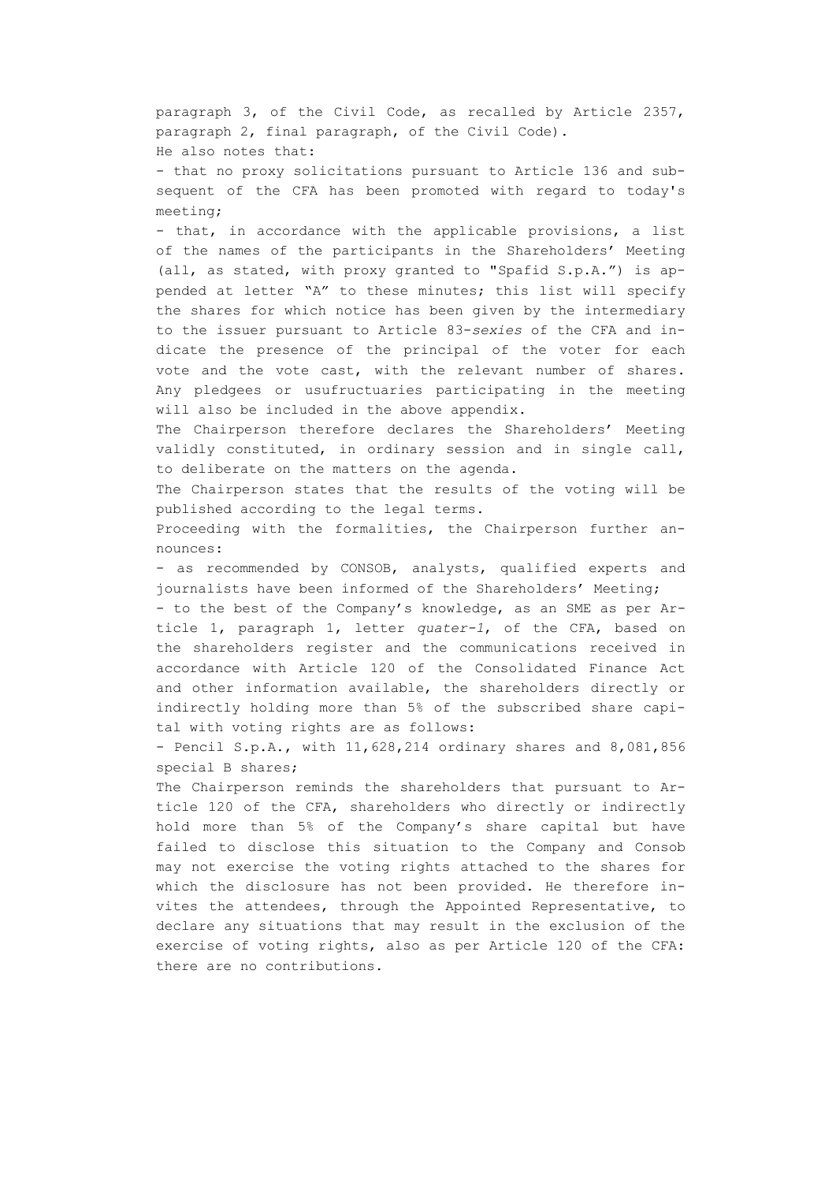paragraph 3, of the Civil Code, as recalled by Article 2357, paragraph 2, final paragraph, of the Civil Code).

He also notes that:

- that no proxy solicitations pursuant to Article 136 and subsequent of the CFA has been promoted with regard to today's meeting;
- that, in accordance with the applicable provisions, a list of the names of the participants in the Shareholders' Meeting (all, as stated, with proxy granted to "Spafid S.p.A.") is appended at letter "A" to these minutes; this list will specify the shares for which notice has been given by the intermediary to the issuer pursuant to Article 83-*sexies* of the CFA and indicate the presence of the principal of the voter for each vote and the vote cast, with the relevant number of shares. Any pledgees or usufructuaries participating in the meeting will also be included in the above appendix.

The Chairperson therefore declares the Shareholders' Meeting validly constituted, in ordinary session and in single call, to deliberate on the matters on the agenda.

The Chairperson states that the results of the voting will be published according to the legal terms.

Proceeding with the formalities, the Chairperson further announces:

- as recommended by CONSOB, analysts, qualified experts and journalists have been informed of the Shareholders' Meeting;
- to the best of the Company's knowledge, as an SME as per Article 1, paragraph 1, letter *quater-1*, of the CFA, based on the shareholders register and the communications received in accordance with Article 120 of the Consolidated Finance Act and other information available, the shareholders directly or indirectly holding more than 5% of the subscribed share capital with voting rights are as follows:
- Pencil S.p.A., with 11,628,214 ordinary shares and 8,081,856 special B shares;

The Chairperson reminds the shareholders that pursuant to Article 120 of the CFA, shareholders who directly or indirectly hold more than 5% of the Company's share capital but have failed to disclose this situation to the Company and Consob may not exercise the voting rights attached to the shares for which the disclosure has not been provided. He therefore invites the attendees, through the Appointed Representative, to declare any situations that may result in the exclusion of the exercise of voting rights, also as per Article 120 of the CFA: there are no contributions.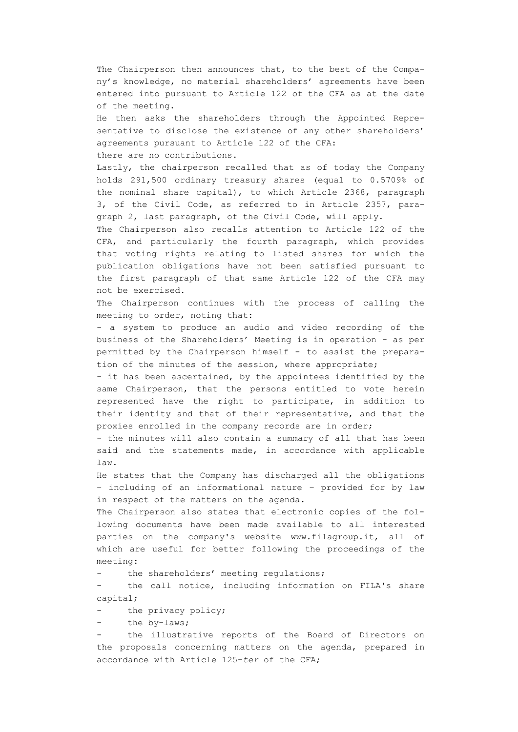The Chairperson then announces that, to the best of the Company's knowledge, no material shareholders' agreements have been entered into pursuant to Article 122 of the CFA as at the date of the meeting.

He then asks the shareholders through the Appointed Representative to disclose the existence of any other shareholders' agreements pursuant to Article 122 of the CFA:

there are no contributions.

Lastly, the chairperson recalled that as of today the Company holds 291,500 ordinary treasury shares (equal to 0.5709% of the nominal share capital), to which Article 2368, paragraph 3, of the Civil Code, as referred to in Article 2357, paragraph 2, last paragraph, of the Civil Code, will apply.

The Chairperson also recalls attention to Article 122 of the CFA, and particularly the fourth paragraph, which provides that voting rights relating to listed shares for which the publication obligations have not been satisfied pursuant to the first paragraph of that same Article 122 of the CFA may not be exercised.

The Chairperson continues with the process of calling the meeting to order, noting that:

- a system to produce an audio and video recording of the business of the Shareholders' Meeting is in operation - as per permitted by the Chairperson himself - to assist the preparation of the minutes of the session, where appropriate;
- it has been ascertained, by the appointees identified by the same Chairperson, that the persons entitled to vote herein represented have the right to participate, in addition to their identity and that of their representative, and that the proxies enrolled in the company records are in order;
- the minutes will also contain a summary of all that has been said and the statements made, in accordance with applicable law.

He states that the Company has discharged all the obligations – including of an informational nature – provided for by law in respect of the matters on the agenda.

The Chairperson also states that electronic copies of the following documents have been made available to all interested parties on the company's website www.filagroup.it, all of which are useful for better following the proceedings of the meeting:

- the shareholders' meeting regulations;
- the call notice, including information on FILA's share capital;
- the privacy policy;
- the by-laws;
- the illustrative reports of the Board of Directors on the proposals concerning matters on the agenda, prepared in accordance with Article 125-*ter* of the CFA;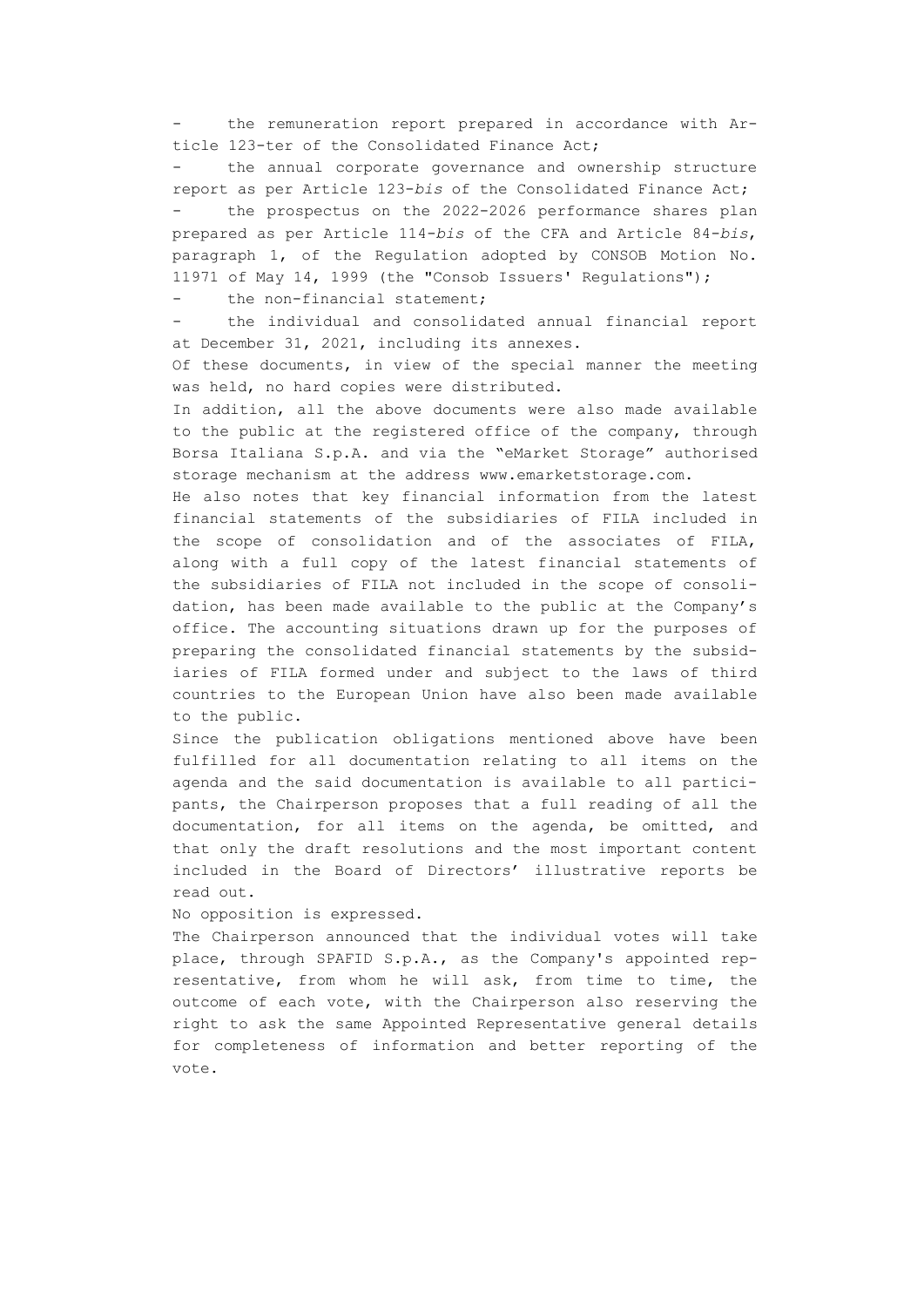- the remuneration report prepared in accordance with Article 123-ter of the Consolidated Finance Act;
- the annual corporate governance and ownership structure report as per Article 123-*bis* of the Consolidated Finance Act;
- the prospectus on the 2022-2026 performance shares plan prepared as per Article 114-*bis* of the CFA and Article 84-*bis*, paragraph 1, of the Regulation adopted by CONSOB Motion No. 11971 of May 14, 1999 (the "Consob Issuers' Regulations");
- the non-financial statement;
- the individual and consolidated annual financial report at December 31, 2021, including its annexes.

Of these documents, in view of the special manner the meeting was held, no hard copies were distributed.

In addition, all the above documents were also made available to the public at the registered office of the company, through Borsa Italiana S.p.A. and via the "eMarket Storage" authorised storage mechanism at the address www.emarketstorage.com.

He also notes that key financial information from the latest financial statements of the subsidiaries of FILA included in the scope of consolidation and of the associates of FILA, along with a full copy of the latest financial statements of the subsidiaries of FILA not included in the scope of consolidation, has been made available to the public at the Company's office. The accounting situations drawn up for the purposes of preparing the consolidated financial statements by the subsidiaries of FILA formed under and subject to the laws of third countries to the European Union have also been made available to the public.

Since the publication obligations mentioned above have been fulfilled for all documentation relating to all items on the agenda and the said documentation is available to all participants, the Chairperson proposes that a full reading of all the documentation, for all items on the agenda, be omitted, and that only the draft resolutions and the most important content included in the Board of Directors' illustrative reports be read out.

No opposition is expressed.

The Chairperson announced that the individual votes will take place, through SPAFID S.p.A., as the Company's appointed representative, from whom he will ask, from time to time, the outcome of each vote, with the Chairperson also reserving the right to ask the same Appointed Representative general details for completeness of information and better reporting of the vote.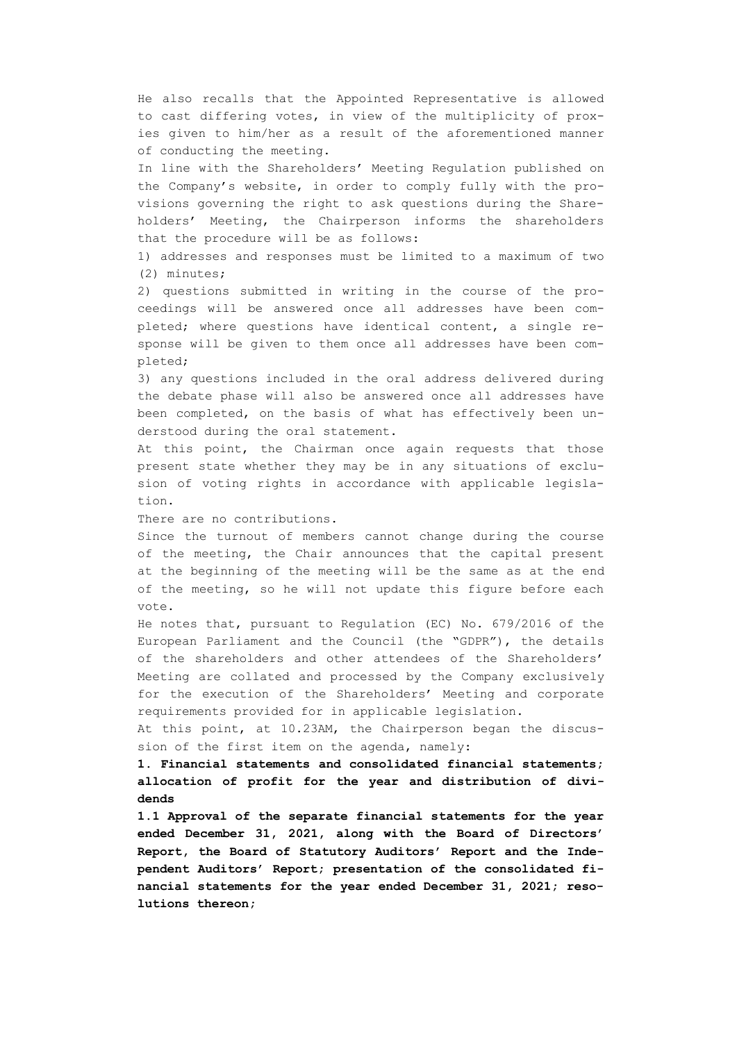He also recalls that the Appointed Representative is allowed to cast differing votes, in view of the multiplicity of proxies given to him/her as a result of the aforementioned manner of conducting the meeting.

In line with the Shareholders' Meeting Regulation published on the Company's website, in order to comply fully with the provisions governing the right to ask questions during the Shareholders' Meeting, the Chairperson informs the shareholders that the procedure will be as follows:

1) addresses and responses must be limited to a maximum of two (2) minutes;

2) questions submitted in writing in the course of the proceedings will be answered once all addresses have been completed; where questions have identical content, a single response will be given to them once all addresses have been completed;

3) any questions included in the oral address delivered during the debate phase will also be answered once all addresses have been completed, on the basis of what has effectively been understood during the oral statement.

At this point, the Chairman once again requests that those present state whether they may be in any situations of exclusion of voting rights in accordance with applicable legislation.

There are no contributions.

Since the turnout of members cannot change during the course of the meeting, the Chair announces that the capital present at the beginning of the meeting will be the same as at the end of the meeting, so he will not update this figure before each vote.

He notes that, pursuant to Regulation (EC) No. 679/2016 of the European Parliament and the Council (the "GDPR"), the details of the shareholders and other attendees of the Shareholders' Meeting are collated and processed by the Company exclusively for the execution of the Shareholders' Meeting and corporate requirements provided for in applicable legislation.

At this point, at 10.23AM, the Chairperson began the discussion of the first item on the agenda, namely:

**1. Financial statements and consolidated financial statements; allocation of profit for the year and distribution of dividends**

**1.1 Approval of the separate financial statements for the year ended December 31, 2021, along with the Board of Directors' Report, the Board of Statutory Auditors' Report and the Independent Auditors' Report; presentation of the consolidated financial statements for the year ended December 31, 2021; resolutions thereon;**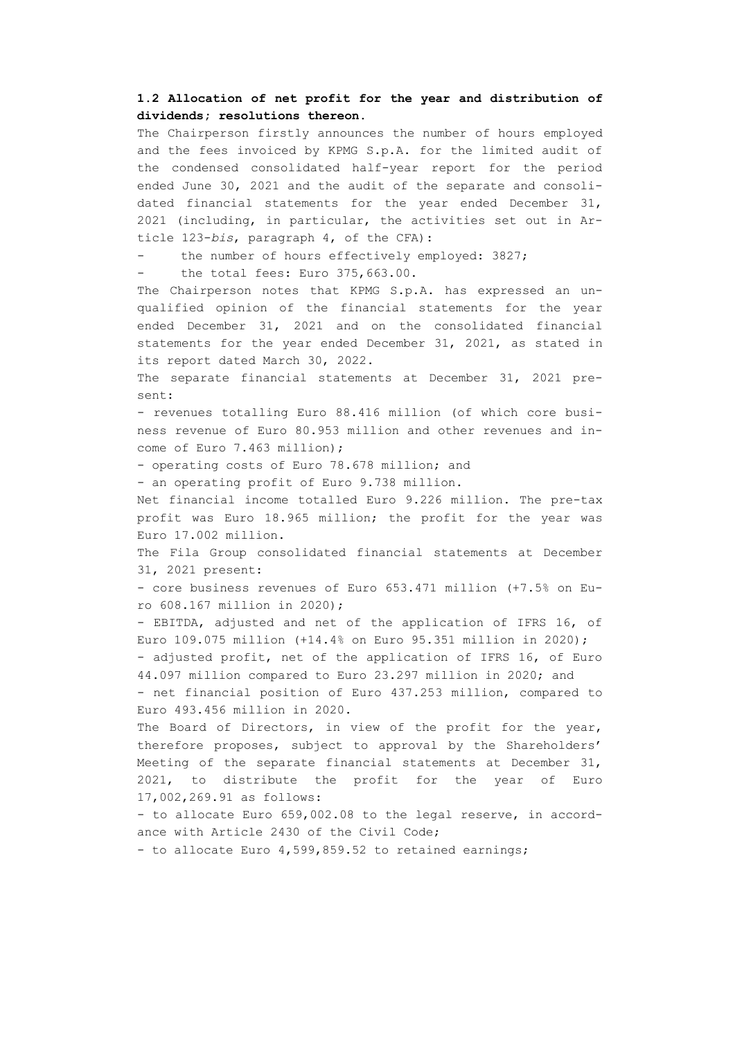**1.2 Allocation of net profit for the year and distribution of dividends; resolutions thereon.**

The Chairperson firstly announces the number of hours employed and the fees invoiced by KPMG S.p.A. for the limited audit of the condensed consolidated half-year report for the period ended June 30, 2021 and the audit of the separate and consolidated financial statements for the year ended December 31, 2021 (including, in particular, the activities set out in Article 123-*bis*, paragraph 4, of the CFA):

- the number of hours effectively employed: 3827;
- the total fees: Euro 375,663.00.

The Chairperson notes that KPMG S.p.A. has expressed an unqualified opinion of the financial statements for the year ended December 31, 2021 and on the consolidated financial statements for the year ended December 31, 2021, as stated in its report dated March 30, 2022.

The separate financial statements at December 31, 2021 present:

- revenues totalling Euro 88.416 million (of which core business revenue of Euro 80.953 million and other revenues and income of Euro 7.463 million);
- operating costs of Euro 78.678 million; and
- an operating profit of Euro 9.738 million.

Net financial income totalled Euro 9.226 million. The pre-tax profit was Euro 18.965 million; the profit for the year was Euro 17.002 million.

The Fila Group consolidated financial statements at December 31, 2021 present:

- core business revenues of Euro 653.471 million (+7.5% on Euro 608.167 million in 2020);
- EBITDA, adjusted and net of the application of IFRS 16, of Euro 109.075 million (+14.4% on Euro 95.351 million in 2020);
- adjusted profit, net of the application of IFRS 16, of Euro 44.097 million compared to Euro 23.297 million in 2020; and
- net financial position of Euro 437.253 million, compared to Euro 493.456 million in 2020.

The Board of Directors, in view of the profit for the year, therefore proposes, subject to approval by the Shareholders' Meeting of the separate financial statements at December 31, 2021, to distribute the profit for the year of Euro 17,002,269.91 as follows:

- to allocate Euro 659,002.08 to the legal reserve, in accordance with Article 2430 of the Civil Code;
- to allocate Euro 4,599,859.52 to retained earnings;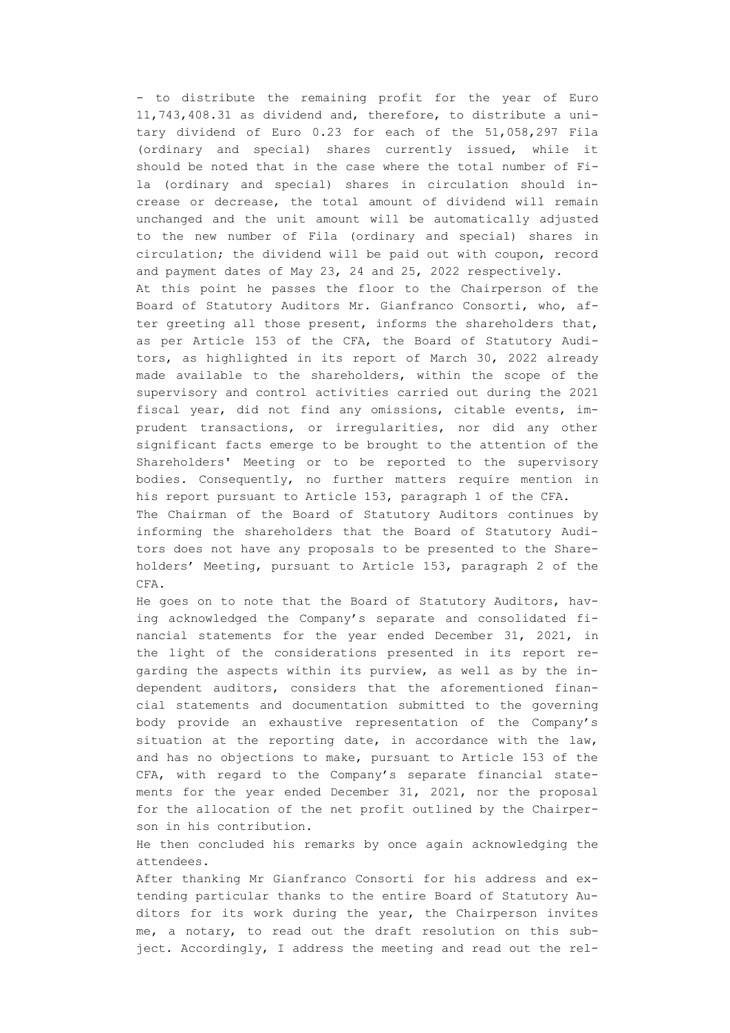- to distribute the remaining profit for the year of Euro 11,743,408.31 as dividend and, therefore, to distribute a unitary dividend of Euro 0.23 for each of the 51,058,297 Fila (ordinary and special) shares currently issued, while it should be noted that in the case where the total number of Fila (ordinary and special) shares in circulation should increase or decrease, the total amount of dividend will remain unchanged and the unit amount will be automatically adjusted to the new number of Fila (ordinary and special) shares in circulation; the dividend will be paid out with coupon, record and payment dates of May 23, 24 and 25, 2022 respectively.

At this point he passes the floor to the Chairperson of the Board of Statutory Auditors Mr. Gianfranco Consorti, who, after greeting all those present, informs the shareholders that, as per Article 153 of the CFA, the Board of Statutory Auditors, as highlighted in its report of March 30, 2022 already made available to the shareholders, within the scope of the supervisory and control activities carried out during the 2021 fiscal year, did not find any omissions, citable events, imprudent transactions, or irregularities, nor did any other significant facts emerge to be brought to the attention of the Shareholders' Meeting or to be reported to the supervisory bodies. Consequently, no further matters require mention in his report pursuant to Article 153, paragraph 1 of the CFA.

The Chairman of the Board of Statutory Auditors continues by informing the shareholders that the Board of Statutory Auditors does not have any proposals to be presented to the Shareholders' Meeting, pursuant to Article 153, paragraph 2 of the CFA.

He goes on to note that the Board of Statutory Auditors, having acknowledged the Company's separate and consolidated financial statements for the year ended December 31, 2021, in the light of the considerations presented in its report regarding the aspects within its purview, as well as by the independent auditors, considers that the aforementioned financial statements and documentation submitted to the governing body provide an exhaustive representation of the Company's situation at the reporting date, in accordance with the law, and has no objections to make, pursuant to Article 153 of the CFA, with regard to the Company's separate financial statements for the year ended December 31, 2021, nor the proposal for the allocation of the net profit outlined by the Chairperson in his contribution.

He then concluded his remarks by once again acknowledging the attendees.

After thanking Mr Gianfranco Consorti for his address and extending particular thanks to the entire Board of Statutory Auditors for its work during the year, the Chairperson invites me, a notary, to read out the draft resolution on this subject. Accordingly, I address the meeting and read out the rel-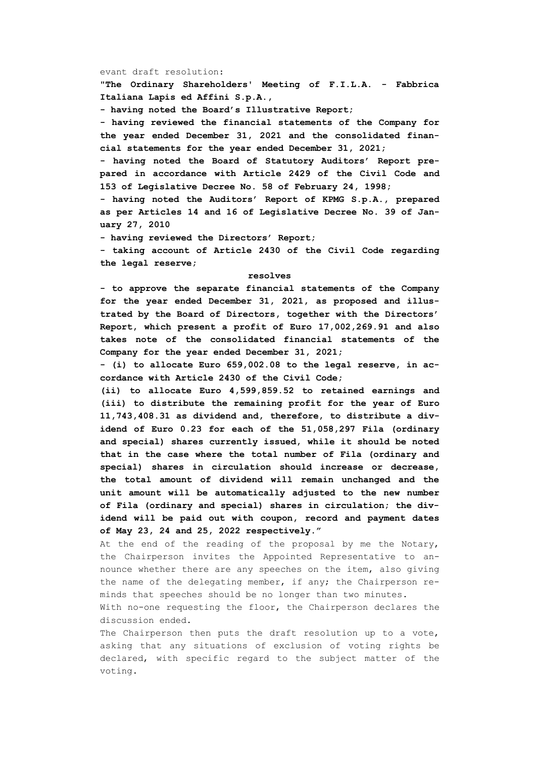evant draft resolution:

**"The Ordinary Shareholders' Meeting of F.I.L.A. - Fabbrica Italiana Lapis ed Affini S.p.A.,**

**- having noted the Board's Illustrative Report;**

**- having reviewed the financial statements of the Company for the year ended December 31, 2021 and the consolidated financial statements for the year ended December 31, 2021;**

**- having noted the Board of Statutory Auditors' Report prepared in accordance with Article 2429 of the Civil Code and 153 of Legislative Decree No. 58 of February 24, 1998;**

**- having noted the Auditors' Report of KPMG S.p.A., prepared as per Articles 14 and 16 of Legislative Decree No. 39 of January 27, 2010**

**- having reviewed the Directors' Report;**

**- taking account of Article 2430 of the Civil Code regarding the legal reserve;**

**resolves**

**- to approve the separate financial statements of the Company for the year ended December 31, 2021, as proposed and illustrated by the Board of Directors, together with the Directors' Report, which present a profit of Euro 17,002,269.91 and also takes note of the consolidated financial statements of the Company for the year ended December 31, 2021;**

**- (i) to allocate Euro 659,002.08 to the legal reserve, in accordance with Article 2430 of the Civil Code;**

**(ii) to allocate Euro 4,599,859.52 to retained earnings and (iii) to distribute the remaining profit for the year of Euro 11,743,408.31 as dividend and, therefore, to distribute a dividend of Euro 0.23 for each of the 51,058,297 Fila (ordinary and special) shares currently issued, while it should be noted that in the case where the total number of Fila (ordinary and special) shares in circulation should increase or decrease, the total amount of dividend will remain unchanged and the unit amount will be automatically adjusted to the new number of Fila (ordinary and special) shares in circulation; the dividend will be paid out with coupon, record and payment dates of May 23, 24 and 25, 2022 respectively."**

At the end of the reading of the proposal by me the Notary, the Chairperson invites the Appointed Representative to announce whether there are any speeches on the item, also giving the name of the delegating member, if any; the Chairperson reminds that speeches should be no longer than two minutes.

With no-one requesting the floor, the Chairperson declares the discussion ended.

The Chairperson then puts the draft resolution up to a vote, asking that any situations of exclusion of voting rights be declared, with specific regard to the subject matter of the voting.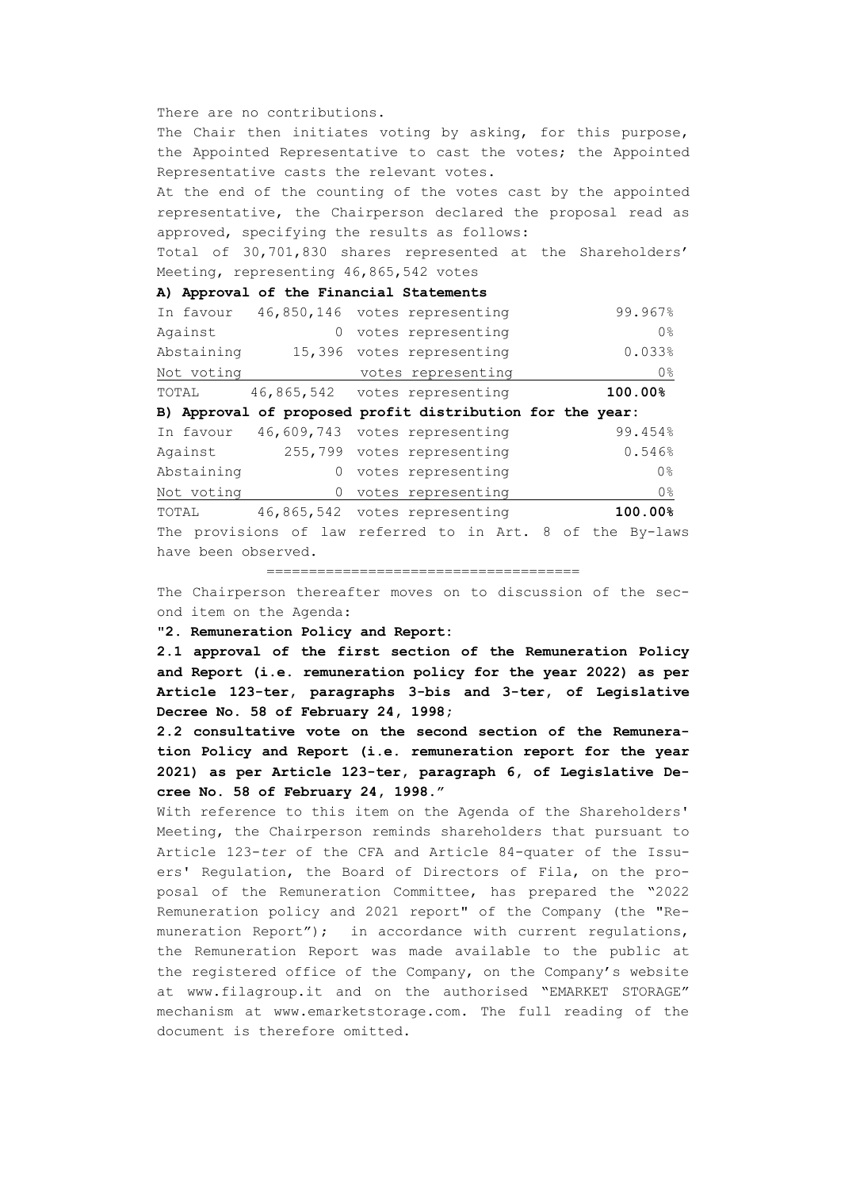There are no contributions.

The Chair then initiates voting by asking, for this purpose, the Appointed Representative to cast the votes; the Appointed Representative casts the relevant votes.

At the end of the counting of the votes cast by the appointed representative, the Chairperson declared the proposal read as approved, specifying the results as follows:

Total of 30,701,830 shares represented at the Shareholders' Meeting, representing 46,865,542 votes

**A) Approval of the Financial Statements**

| | | | |
|---|---|---|---|
| In favour | 46,850,146 | votes representing | 99.967% |
| Against | 0 | votes representing | 0% |
| Abstaining | 15,396 | votes representing | 0.033% |
| Not voting | | votes representing | 0% |
| TOTAL | 46,865,542 | votes representing | **100.00%** |

**B) Approval of proposed profit distribution for the year:**

| | | | |
|---|---|---|---|
| In favour | 46,609,743 | votes representing | 99.454% |
| Against | 255,799 | votes representing | 0.546% |
| Abstaining | 0 | votes representing | 0% |
| Not voting | 0 | votes representing | 0% |
| TOTAL | 46,865,542 | votes representing | **100.00%** |

The provisions of law referred to in Art. 8 of the By-laws have been observed.

=====================================

The Chairperson thereafter moves on to discussion of the second item on the Agenda:

**"2. Remuneration Policy and Report:**

**2.1 approval of the first section of the Remuneration Policy and Report (i.e. remuneration policy for the year 2022) as per Article 123-ter, paragraphs 3-bis and 3-ter, of Legislative Decree No. 58 of February 24, 1998;**

**2.2 consultative vote on the second section of the Remuneration Policy and Report (i.e. remuneration report for the year 2021) as per Article 123-ter, paragraph 6, of Legislative Decree No. 58 of February 24, 1998."**

With reference to this item on the Agenda of the Shareholders' Meeting, the Chairperson reminds shareholders that pursuant to Article 123-*ter* of the CFA and Article 84-quater of the Issuers' Regulation, the Board of Directors of Fila, on the proposal of the Remuneration Committee, has prepared the "2022 Remuneration policy and 2021 report" of the Company (the "Remuneration Report"); in accordance with current regulations, the Remuneration Report was made available to the public at the registered office of the Company, on the Company's website at www.filagroup.it and on the authorised "EMARKET STORAGE" mechanism at www.emarketstorage.com. The full reading of the document is therefore omitted.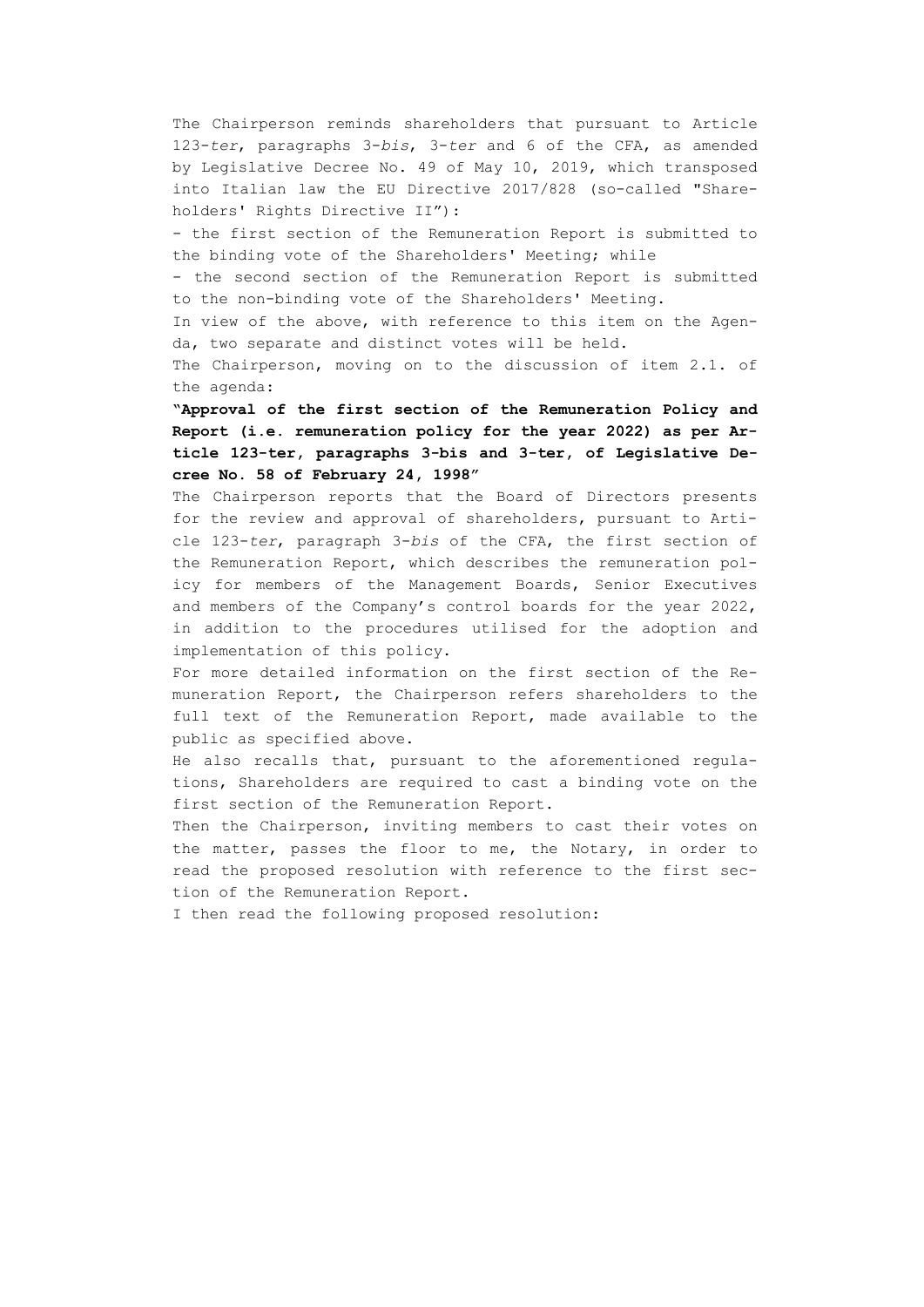The Chairperson reminds shareholders that pursuant to Article 123-*ter*, paragraphs 3-*bis*, 3-*ter* and 6 of the CFA, as amended by Legislative Decree No. 49 of May 10, 2019, which transposed into Italian law the EU Directive 2017/828 (so-called "Shareholders' Rights Directive II"):

- the first section of the Remuneration Report is submitted to the binding vote of the Shareholders' Meeting; while
- the second section of the Remuneration Report is submitted to the non-binding vote of the Shareholders' Meeting.

In view of the above, with reference to this item on the Agenda, two separate and distinct votes will be held.

The Chairperson, moving on to the discussion of item 2.1. of the agenda:

**"Approval of the first section of the Remuneration Policy and Report (i.e. remuneration policy for the year 2022) as per Article 123-ter, paragraphs 3-bis and 3-ter, of Legislative Decree No. 58 of February 24, 1998"**

The Chairperson reports that the Board of Directors presents for the review and approval of shareholders, pursuant to Article 123-*ter*, paragraph 3-*bis* of the CFA, the first section of the Remuneration Report, which describes the remuneration policy for members of the Management Boards, Senior Executives and members of the Company's control boards for the year 2022, in addition to the procedures utilised for the adoption and implementation of this policy.

For more detailed information on the first section of the Remuneration Report, the Chairperson refers shareholders to the full text of the Remuneration Report, made available to the public as specified above.

He also recalls that, pursuant to the aforementioned regulations, Shareholders are required to cast a binding vote on the first section of the Remuneration Report.

Then the Chairperson, inviting members to cast their votes on the matter, passes the floor to me, the Notary, in order to read the proposed resolution with reference to the first section of the Remuneration Report.

I then read the following proposed resolution: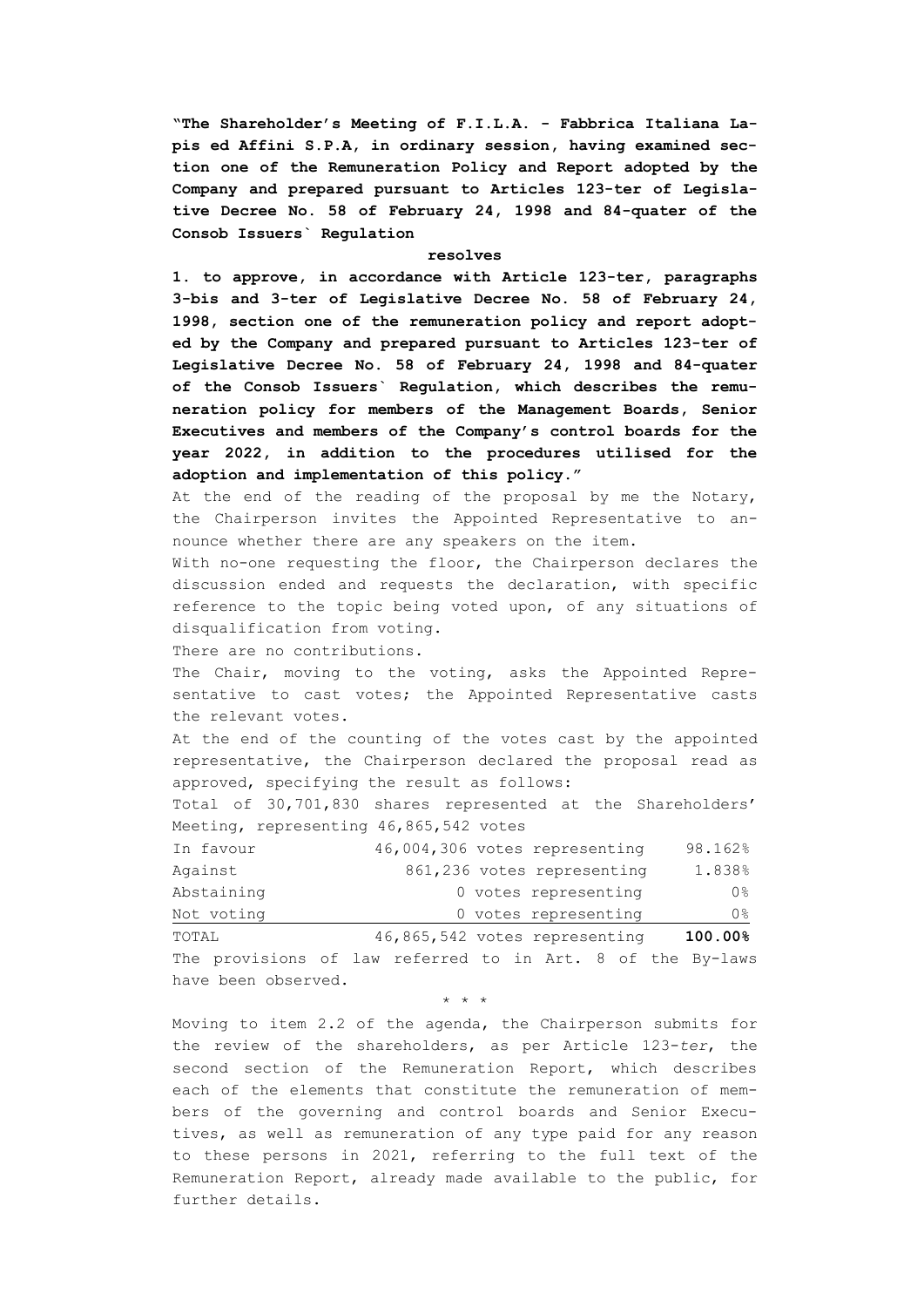**"The Shareholder's Meeting of F.I.L.A. - Fabbrica Italiana Lapis ed Affini S.P.A, in ordinary session, having examined section one of the Remuneration Policy and Report adopted by the Company and prepared pursuant to Articles 123-ter of Legislative Decree No. 58 of February 24, 1998 and 84-quater of the Consob Issuers` Regulation**

**resolves**

**1. to approve, in accordance with Article 123-ter, paragraphs 3-bis and 3-ter of Legislative Decree No. 58 of February 24, 1998, section one of the remuneration policy and report adopted by the Company and prepared pursuant to Articles 123-ter of Legislative Decree No. 58 of February 24, 1998 and 84-quater of the Consob Issuers` Regulation, which describes the remuneration policy for members of the Management Boards, Senior Executives and members of the Company's control boards for the year 2022, in addition to the procedures utilised for the adoption and implementation of this policy."**

At the end of the reading of the proposal by me the Notary, the Chairperson invites the Appointed Representative to announce whether there are any speakers on the item.

With no-one requesting the floor, the Chairperson declares the discussion ended and requests the declaration, with specific reference to the topic being voted upon, of any situations of disqualification from voting.

There are no contributions.

The Chair, moving to the voting, asks the Appointed Representative to cast votes; the Appointed Representative casts the relevant votes.

At the end of the counting of the votes cast by the appointed representative, the Chairperson declared the proposal read as approved, specifying the result as follows:

Total of 30,701,830 shares represented at the Shareholders' Meeting, representing 46,865,542 votes

| | | |
|---|---|---|
| In favour | 46,004,306 votes representing | 98.162% |
| Against | 861,236 votes representing | 1.838% |
| Abstaining | 0 votes representing | 0% |
| Not voting | 0 votes representing | 0% |
| TOTAL | 46,865,542 votes representing | **100.00%** |

The provisions of law referred to in Art. 8 of the By-laws have been observed.

\* \* \*

Moving to item 2.2 of the agenda, the Chairperson submits for the review of the shareholders, as per Article 123-*ter*, the second section of the Remuneration Report, which describes each of the elements that constitute the remuneration of members of the governing and control boards and Senior Executives, as well as remuneration of any type paid for any reason to these persons in 2021, referring to the full text of the Remuneration Report, already made available to the public, for further details.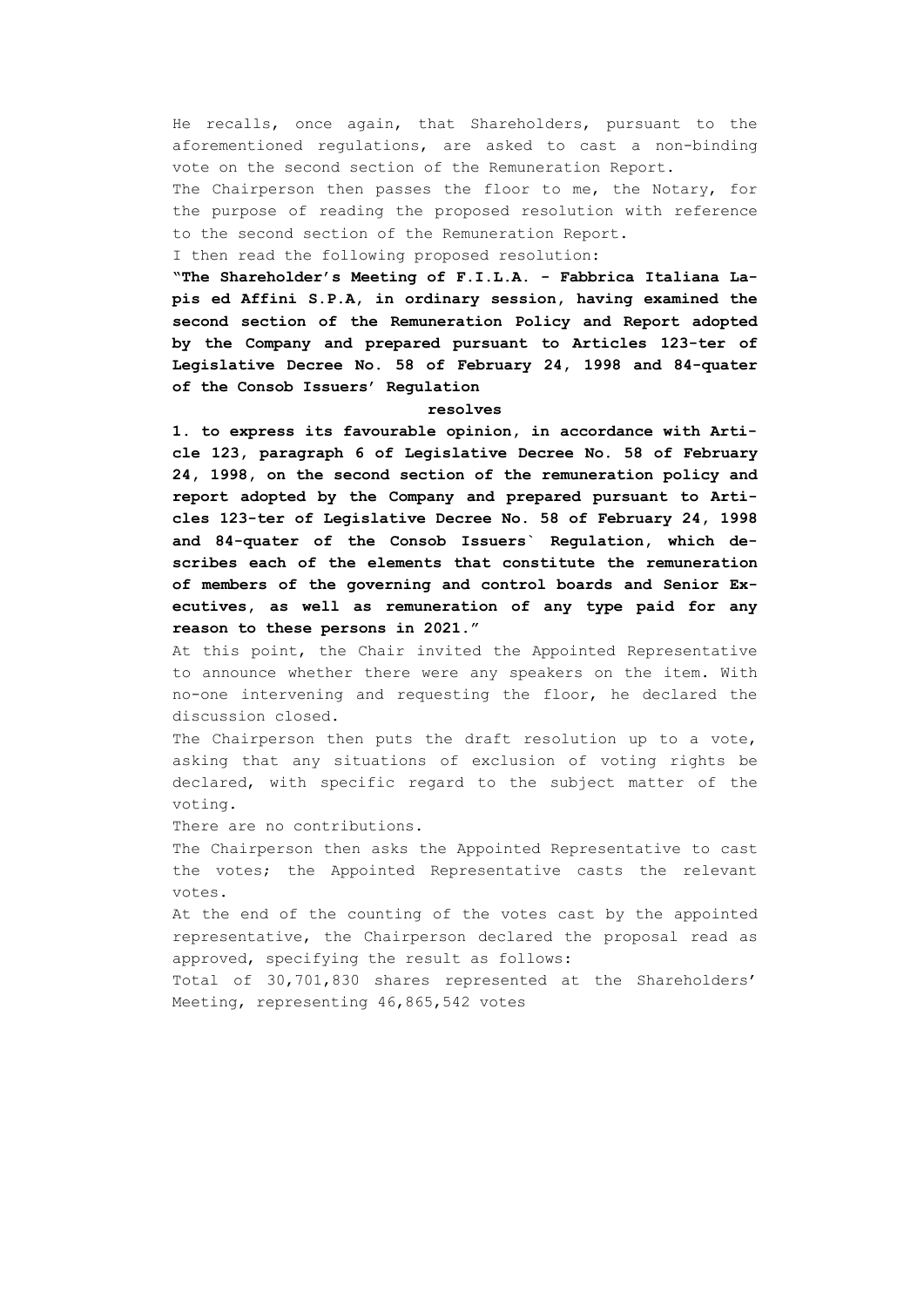He recalls, once again, that Shareholders, pursuant to the aforementioned regulations, are asked to cast a non-binding vote on the second section of the Remuneration Report.

The Chairperson then passes the floor to me, the Notary, for the purpose of reading the proposed resolution with reference to the second section of the Remuneration Report.

I then read the following proposed resolution:

**"The Shareholder's Meeting of F.I.L.A. - Fabbrica Italiana Lapis ed Affini S.P.A, in ordinary session, having examined the second section of the Remuneration Policy and Report adopted by the Company and prepared pursuant to Articles 123-ter of Legislative Decree No. 58 of February 24, 1998 and 84-quater of the Consob Issuers' Regulation**

**resolves**

**1. to express its favourable opinion, in accordance with Article 123, paragraph 6 of Legislative Decree No. 58 of February 24, 1998, on the second section of the remuneration policy and report adopted by the Company and prepared pursuant to Articles 123-ter of Legislative Decree No. 58 of February 24, 1998 and 84-quater of the Consob Issuers` Regulation, which describes each of the elements that constitute the remuneration of members of the governing and control boards and Senior Executives, as well as remuneration of any type paid for any reason to these persons in 2021."**

At this point, the Chair invited the Appointed Representative to announce whether there were any speakers on the item. With no-one intervening and requesting the floor, he declared the discussion closed.

The Chairperson then puts the draft resolution up to a vote, asking that any situations of exclusion of voting rights be declared, with specific regard to the subject matter of the voting.

There are no contributions.

The Chairperson then asks the Appointed Representative to cast the votes; the Appointed Representative casts the relevant votes.

At the end of the counting of the votes cast by the appointed representative, the Chairperson declared the proposal read as approved, specifying the result as follows:

Total of 30,701,830 shares represented at the Shareholders' Meeting, representing 46,865,542 votes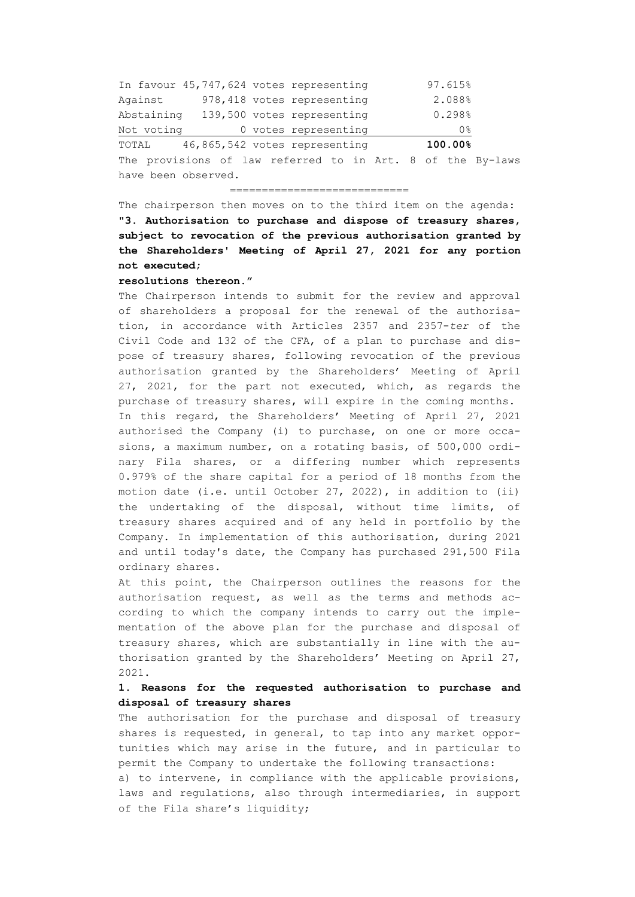| | | | |
|---|---|---|---|
| In favour | 45,747,624 votes | representing | 97.615% |
| Against | 978,418 votes | representing | 2.088% |
| Abstaining | 139,500 votes | representing | 0.298% |
| Not voting | 0 votes | representing | 0% |
| TOTAL | 46,865,542 votes | representing | **100.00%** |

The provisions of law referred to in Art. 8 of the By-laws have been observed.

============================

The chairperson then moves on to the third item on the agenda: **"3. Authorisation to purchase and dispose of treasury shares, subject to revocation of the previous authorisation granted by the Shareholders' Meeting of April 27, 2021 for any portion not executed;**

**resolutions thereon."**

The Chairperson intends to submit for the review and approval of shareholders a proposal for the renewal of the authorisation, in accordance with Articles 2357 and 2357-*ter* of the Civil Code and 132 of the CFA, of a plan to purchase and dispose of treasury shares, following revocation of the previous authorisation granted by the Shareholders' Meeting of April 27, 2021, for the part not executed, which, as regards the purchase of treasury shares, will expire in the coming months.

In this regard, the Shareholders' Meeting of April 27, 2021 authorised the Company (i) to purchase, on one or more occasions, a maximum number, on a rotating basis, of 500,000 ordinary Fila shares, or a differing number which represents 0.979% of the share capital for a period of 18 months from the motion date (i.e. until October 27, 2022), in addition to (ii) the undertaking of the disposal, without time limits, of treasury shares acquired and of any held in portfolio by the Company. In implementation of this authorisation, during 2021 and until today's date, the Company has purchased 291,500 Fila ordinary shares.

At this point, the Chairperson outlines the reasons for the authorisation request, as well as the terms and methods according to which the company intends to carry out the implementation of the above plan for the purchase and disposal of treasury shares, which are substantially in line with the authorisation granted by the Shareholders' Meeting on April 27, 2021.

**1. Reasons for the requested authorisation to purchase and disposal of treasury shares**

The authorisation for the purchase and disposal of treasury shares is requested, in general, to tap into any market opportunities which may arise in the future, and in particular to permit the Company to undertake the following transactions:

a) to intervene, in compliance with the applicable provisions, laws and regulations, also through intermediaries, in support of the Fila share's liquidity;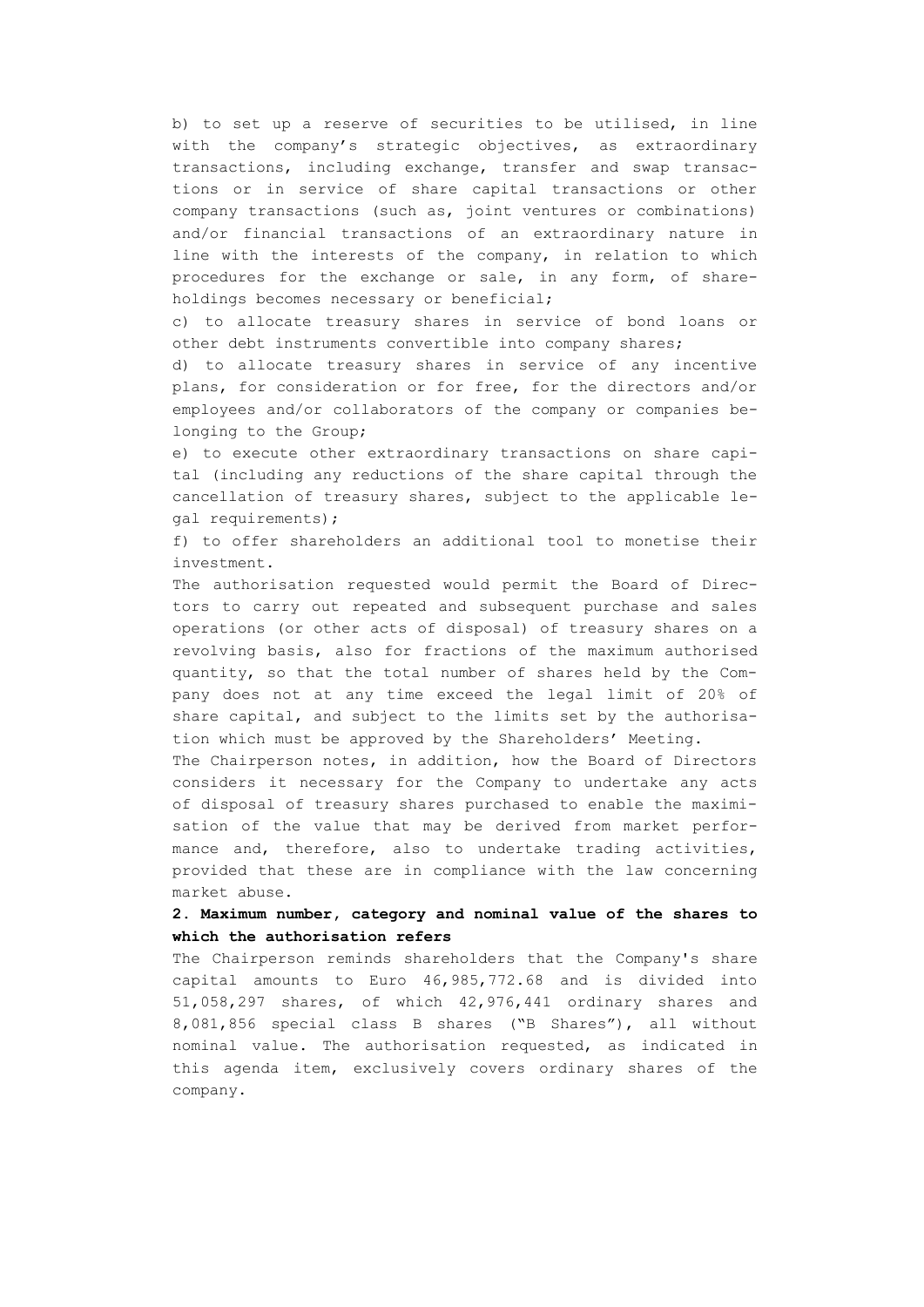b) to set up a reserve of securities to be utilised, in line with the company's strategic objectives, as extraordinary transactions, including exchange, transfer and swap transactions or in service of share capital transactions or other company transactions (such as, joint ventures or combinations) and/or financial transactions of an extraordinary nature in line with the interests of the company, in relation to which procedures for the exchange or sale, in any form, of shareholdings becomes necessary or beneficial;

c) to allocate treasury shares in service of bond loans or other debt instruments convertible into company shares;

d) to allocate treasury shares in service of any incentive plans, for consideration or for free, for the directors and/or employees and/or collaborators of the company or companies belonging to the Group;

e) to execute other extraordinary transactions on share capital (including any reductions of the share capital through the cancellation of treasury shares, subject to the applicable legal requirements);

f) to offer shareholders an additional tool to monetise their investment.

The authorisation requested would permit the Board of Directors to carry out repeated and subsequent purchase and sales operations (or other acts of disposal) of treasury shares on a revolving basis, also for fractions of the maximum authorised quantity, so that the total number of shares held by the Company does not at any time exceed the legal limit of 20% of share capital, and subject to the limits set by the authorisation which must be approved by the Shareholders' Meeting.

The Chairperson notes, in addition, how the Board of Directors considers it necessary for the Company to undertake any acts of disposal of treasury shares purchased to enable the maximisation of the value that may be derived from market performance and, therefore, also to undertake trading activities, provided that these are in compliance with the law concerning market abuse.

**2. Maximum number, category and nominal value of the shares to which the authorisation refers**

The Chairperson reminds shareholders that the Company's share capital amounts to Euro 46,985,772.68 and is divided into 51,058,297 shares, of which 42,976,441 ordinary shares and 8,081,856 special class B shares ("B Shares"), all without nominal value. The authorisation requested, as indicated in this agenda item, exclusively covers ordinary shares of the company.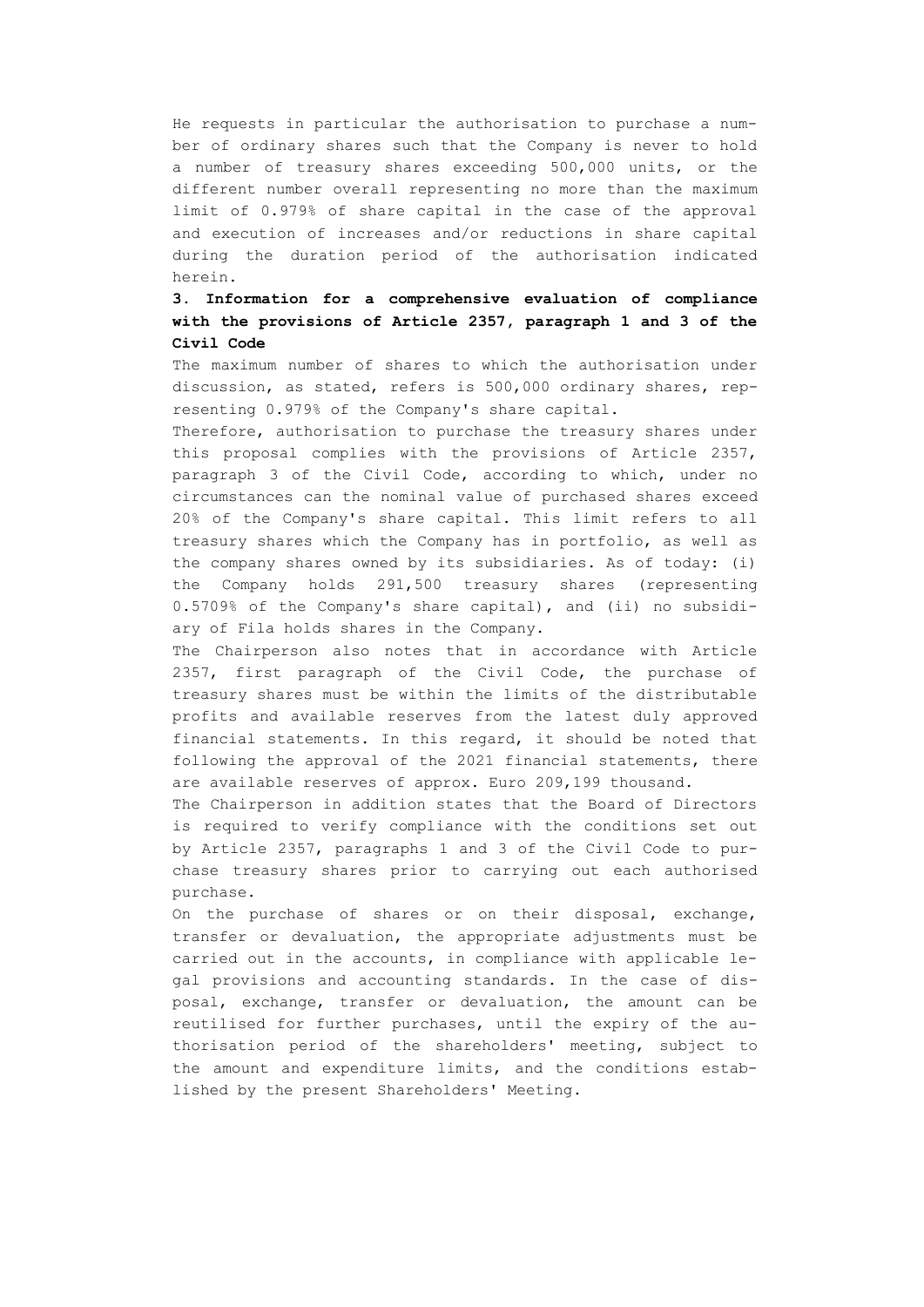He requests in particular the authorisation to purchase a number of ordinary shares such that the Company is never to hold a number of treasury shares exceeding 500,000 units, or the different number overall representing no more than the maximum limit of 0.979% of share capital in the case of the approval and execution of increases and/or reductions in share capital during the duration period of the authorisation indicated herein.

**3. Information for a comprehensive evaluation of compliance with the provisions of Article 2357, paragraph 1 and 3 of the Civil Code**

The maximum number of shares to which the authorisation under discussion, as stated, refers is 500,000 ordinary shares, representing 0.979% of the Company's share capital.

Therefore, authorisation to purchase the treasury shares under this proposal complies with the provisions of Article 2357, paragraph 3 of the Civil Code, according to which, under no circumstances can the nominal value of purchased shares exceed 20% of the Company's share capital. This limit refers to all treasury shares which the Company has in portfolio, as well as the company shares owned by its subsidiaries. As of today: (i) the Company holds 291,500 treasury shares (representing 0.5709% of the Company's share capital), and (ii) no subsidiary of Fila holds shares in the Company.

The Chairperson also notes that in accordance with Article 2357, first paragraph of the Civil Code, the purchase of treasury shares must be within the limits of the distributable profits and available reserves from the latest duly approved financial statements. In this regard, it should be noted that following the approval of the 2021 financial statements, there are available reserves of approx. Euro 209,199 thousand.

The Chairperson in addition states that the Board of Directors is required to verify compliance with the conditions set out by Article 2357, paragraphs 1 and 3 of the Civil Code to purchase treasury shares prior to carrying out each authorised purchase.

On the purchase of shares or on their disposal, exchange, transfer or devaluation, the appropriate adjustments must be carried out in the accounts, in compliance with applicable legal provisions and accounting standards. In the case of disposal, exchange, transfer or devaluation, the amount can be reutilised for further purchases, until the expiry of the authorisation period of the shareholders' meeting, subject to the amount and expenditure limits, and the conditions established by the present Shareholders' Meeting.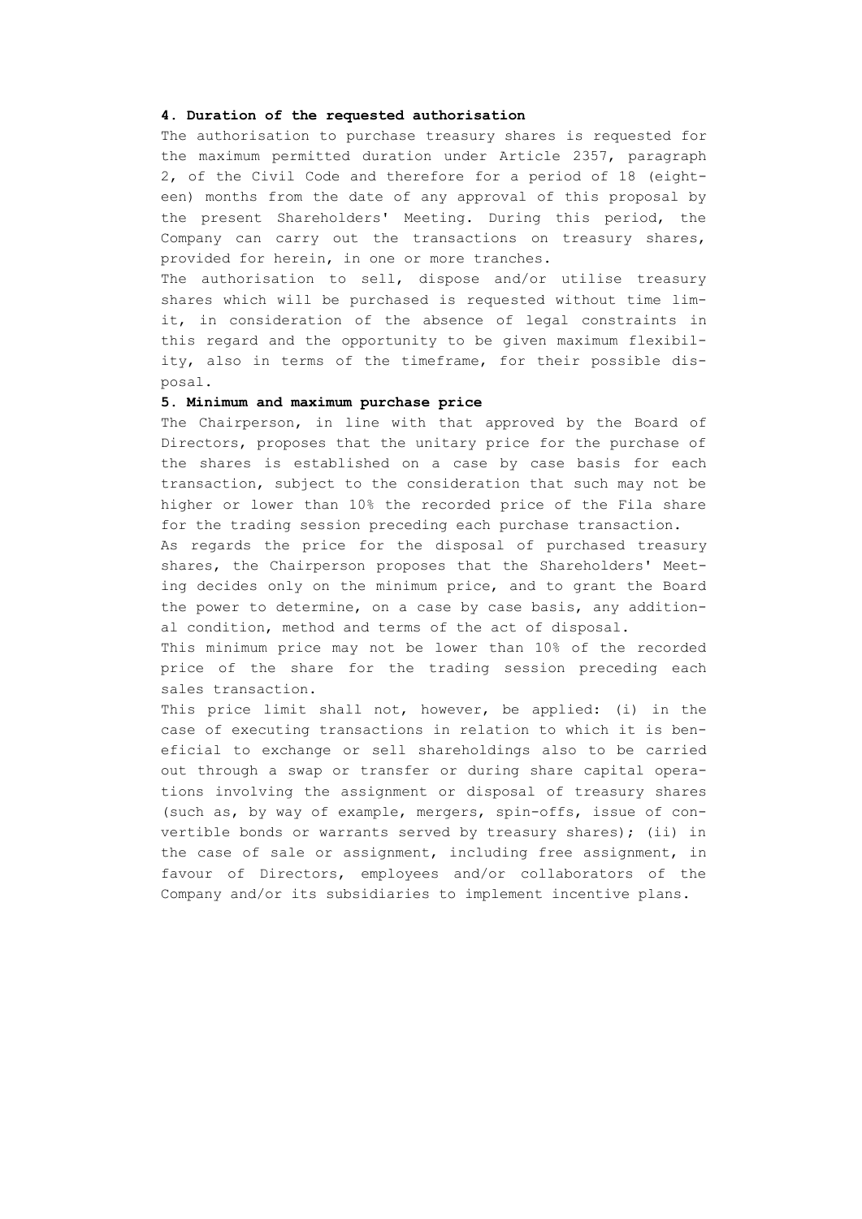**4. Duration of the requested authorisation**

The authorisation to purchase treasury shares is requested for the maximum permitted duration under Article 2357, paragraph 2, of the Civil Code and therefore for a period of 18 (eighteen) months from the date of any approval of this proposal by the present Shareholders' Meeting. During this period, the Company can carry out the transactions on treasury shares, provided for herein, in one or more tranches.

The authorisation to sell, dispose and/or utilise treasury shares which will be purchased is requested without time limit, in consideration of the absence of legal constraints in this regard and the opportunity to be given maximum flexibility, also in terms of the timeframe, for their possible disposal.

**5. Minimum and maximum purchase price**

The Chairperson, in line with that approved by the Board of Directors, proposes that the unitary price for the purchase of the shares is established on a case by case basis for each transaction, subject to the consideration that such may not be higher or lower than 10% the recorded price of the Fila share for the trading session preceding each purchase transaction.

As regards the price for the disposal of purchased treasury shares, the Chairperson proposes that the Shareholders' Meeting decides only on the minimum price, and to grant the Board the power to determine, on a case by case basis, any additional condition, method and terms of the act of disposal.

This minimum price may not be lower than 10% of the recorded price of the share for the trading session preceding each sales transaction.

This price limit shall not, however, be applied: (i) in the case of executing transactions in relation to which it is beneficial to exchange or sell shareholdings also to be carried out through a swap or transfer or during share capital operations involving the assignment or disposal of treasury shares (such as, by way of example, mergers, spin-offs, issue of convertible bonds or warrants served by treasury shares); (ii) in the case of sale or assignment, including free assignment, in favour of Directors, employees and/or collaborators of the Company and/or its subsidiaries to implement incentive plans.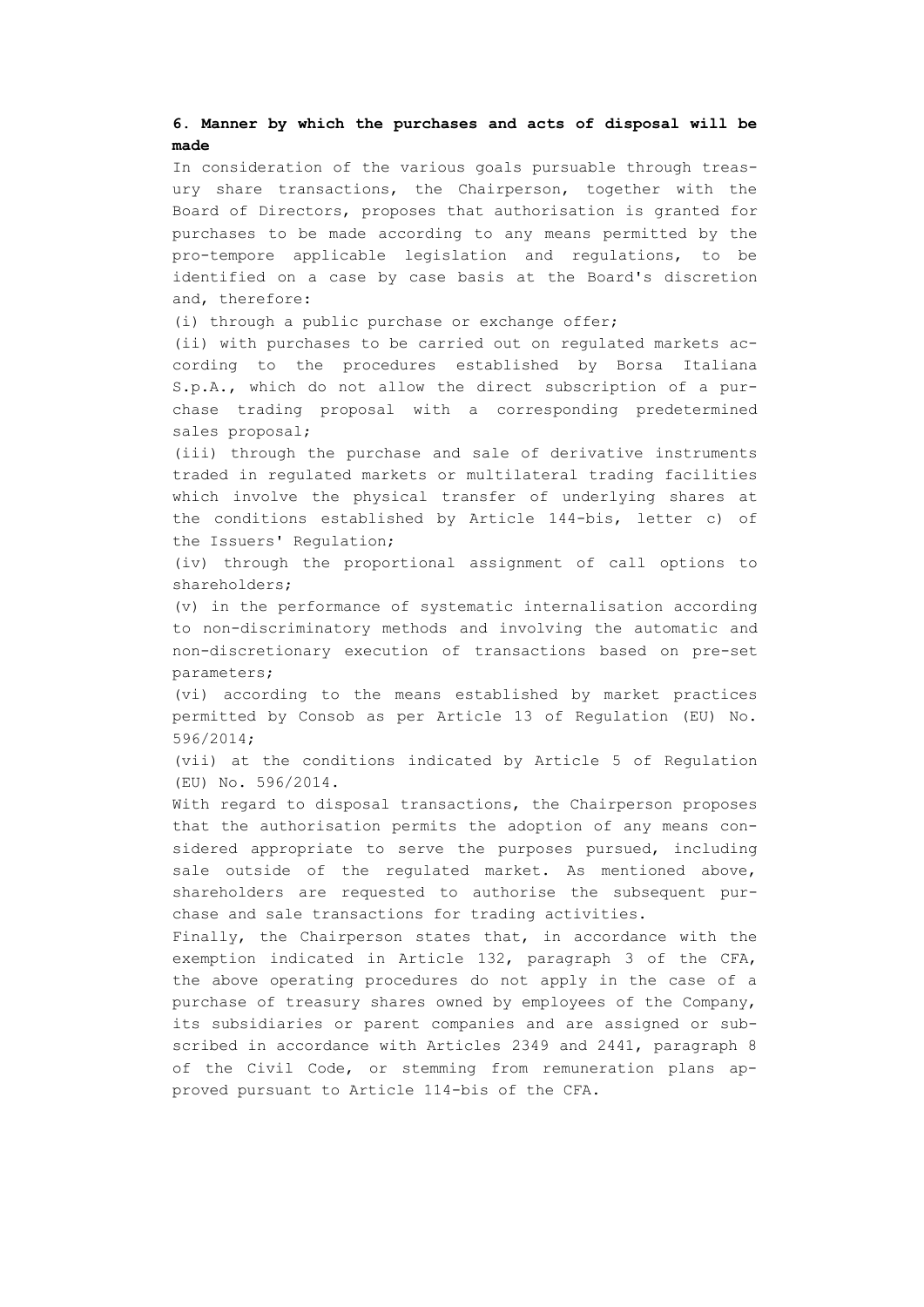**6. Manner by which the purchases and acts of disposal will be made**

In consideration of the various goals pursuable through treasury share transactions, the Chairperson, together with the Board of Directors, proposes that authorisation is granted for purchases to be made according to any means permitted by the pro-tempore applicable legislation and regulations, to be identified on a case by case basis at the Board's discretion and, therefore:

(i) through a public purchase or exchange offer;

(ii) with purchases to be carried out on regulated markets according to the procedures established by Borsa Italiana S.p.A., which do not allow the direct subscription of a purchase trading proposal with a corresponding predetermined sales proposal;

(iii) through the purchase and sale of derivative instruments traded in regulated markets or multilateral trading facilities which involve the physical transfer of underlying shares at the conditions established by Article 144-bis, letter c) of the Issuers' Regulation;

(iv) through the proportional assignment of call options to shareholders;

(v) in the performance of systematic internalisation according to non-discriminatory methods and involving the automatic and non-discretionary execution of transactions based on pre-set parameters;

(vi) according to the means established by market practices permitted by Consob as per Article 13 of Regulation (EU) No. 596/2014;

(vii) at the conditions indicated by Article 5 of Regulation (EU) No. 596/2014.

With regard to disposal transactions, the Chairperson proposes that the authorisation permits the adoption of any means considered appropriate to serve the purposes pursued, including sale outside of the regulated market. As mentioned above, shareholders are requested to authorise the subsequent purchase and sale transactions for trading activities.

Finally, the Chairperson states that, in accordance with the exemption indicated in Article 132, paragraph 3 of the CFA, the above operating procedures do not apply in the case of a purchase of treasury shares owned by employees of the Company, its subsidiaries or parent companies and are assigned or subscribed in accordance with Articles 2349 and 2441, paragraph 8 of the Civil Code, or stemming from remuneration plans approved pursuant to Article 114-bis of the CFA.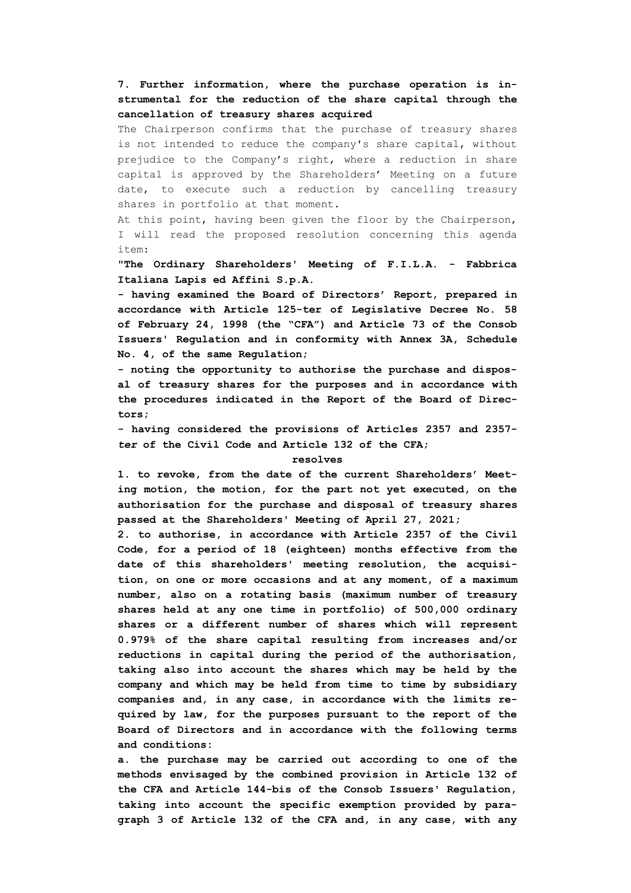**7. Further information, where the purchase operation is instrumental for the reduction of the share capital through the cancellation of treasury shares acquired**

The Chairperson confirms that the purchase of treasury shares is not intended to reduce the company's share capital, without prejudice to the Company's right, where a reduction in share capital is approved by the Shareholders' Meeting on a future date, to execute such a reduction by cancelling treasury shares in portfolio at that moment.

At this point, having been given the floor by the Chairperson, I will read the proposed resolution concerning this agenda item:

**"The Ordinary Shareholders' Meeting of F.I.L.A. - Fabbrica Italiana Lapis ed Affini S.p.A.**

**- having examined the Board of Directors' Report, prepared in accordance with Article 125-ter of Legislative Decree No. 58 of February 24, 1998 (the "CFA") and Article 73 of the Consob Issuers' Regulation and in conformity with Annex 3A, Schedule No. 4, of the same Regulation;**

**- noting the opportunity to authorise the purchase and disposal of treasury shares for the purposes and in accordance with the procedures indicated in the Report of the Board of Directors;**

**- having considered the provisions of Articles 2357 and 2357-*ter* of the Civil Code and Article 132 of the CFA;**

**resolves**

**1. to revoke, from the date of the current Shareholders' Meeting motion, the motion, for the part not yet executed, on the authorisation for the purchase and disposal of treasury shares passed at the Shareholders' Meeting of April 27, 2021;**

**2. to authorise, in accordance with Article 2357 of the Civil Code, for a period of 18 (eighteen) months effective from the date of this shareholders' meeting resolution, the acquisition, on one or more occasions and at any moment, of a maximum number, also on a rotating basis (maximum number of treasury shares held at any one time in portfolio) of 500,000 ordinary shares or a different number of shares which will represent 0.979% of the share capital resulting from increases and/or reductions in capital during the period of the authorisation, taking also into account the shares which may be held by the company and which may be held from time to time by subsidiary companies and, in any case, in accordance with the limits required by law, for the purposes pursuant to the report of the Board of Directors and in accordance with the following terms and conditions:**

**a. the purchase may be carried out according to one of the methods envisaged by the combined provision in Article 132 of the CFA and Article 144-bis of the Consob Issuers' Regulation, taking into account the specific exemption provided by paragraph 3 of Article 132 of the CFA and, in any case, with any**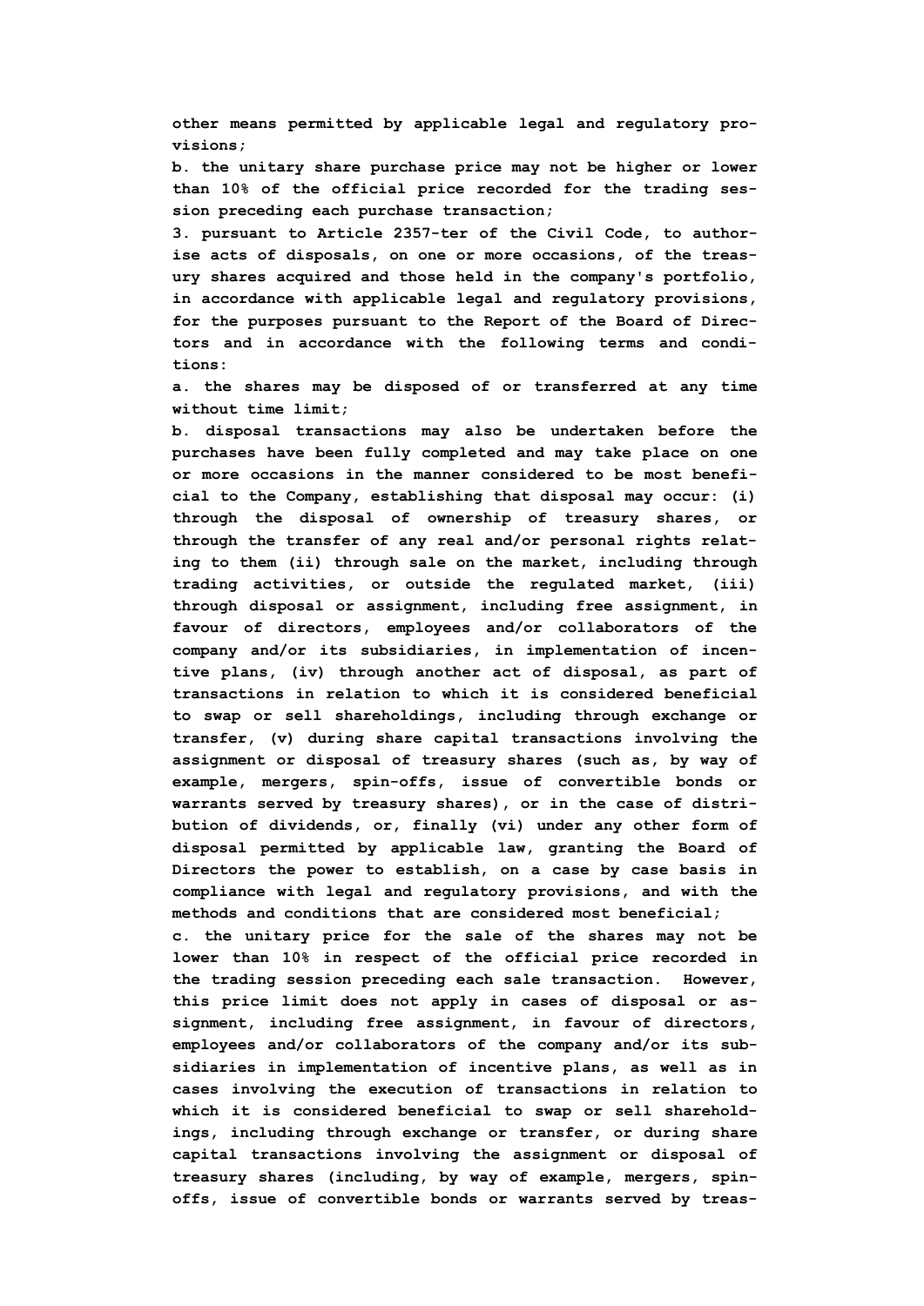other means permitted by applicable legal and regulatory provisions;

b. the unitary share purchase price may not be higher or lower than 10% of the official price recorded for the trading session preceding each purchase transaction;

3. pursuant to Article 2357-ter of the Civil Code, to authorise acts of disposals, on one or more occasions, of the treasury shares acquired and those held in the company's portfolio, in accordance with applicable legal and regulatory provisions, for the purposes pursuant to the Report of the Board of Directors and in accordance with the following terms and conditions:

a. the shares may be disposed of or transferred at any time without time limit;

b. disposal transactions may also be undertaken before the purchases have been fully completed and may take place on one or more occasions in the manner considered to be most beneficial to the Company, establishing that disposal may occur: (i) through the disposal of ownership of treasury shares, or through the transfer of any real and/or personal rights relating to them (ii) through sale on the market, including through trading activities, or outside the regulated market, (iii) through disposal or assignment, including free assignment, in favour of directors, employees and/or collaborators of the company and/or its subsidiaries, in implementation of incentive plans, (iv) through another act of disposal, as part of transactions in relation to which it is considered beneficial to swap or sell shareholdings, including through exchange or transfer, (v) during share capital transactions involving the assignment or disposal of treasury shares (such as, by way of example, mergers, spin-offs, issue of convertible bonds or warrants served by treasury shares), or in the case of distribution of dividends, or, finally (vi) under any other form of disposal permitted by applicable law, granting the Board of Directors the power to establish, on a case by case basis in compliance with legal and regulatory provisions, and with the methods and conditions that are considered most beneficial;

c. the unitary price for the sale of the shares may not be lower than 10% in respect of the official price recorded in the trading session preceding each sale transaction. However, this price limit does not apply in cases of disposal or assignment, including free assignment, in favour of directors, employees and/or collaborators of the company and/or its subsidiaries in implementation of incentive plans, as well as in cases involving the execution of transactions in relation to which it is considered beneficial to swap or sell shareholdings, including through exchange or transfer, or during share capital transactions involving the assignment or disposal of treasury shares (including, by way of example, mergers, spin-offs, issue of convertible bonds or warrants served by treas-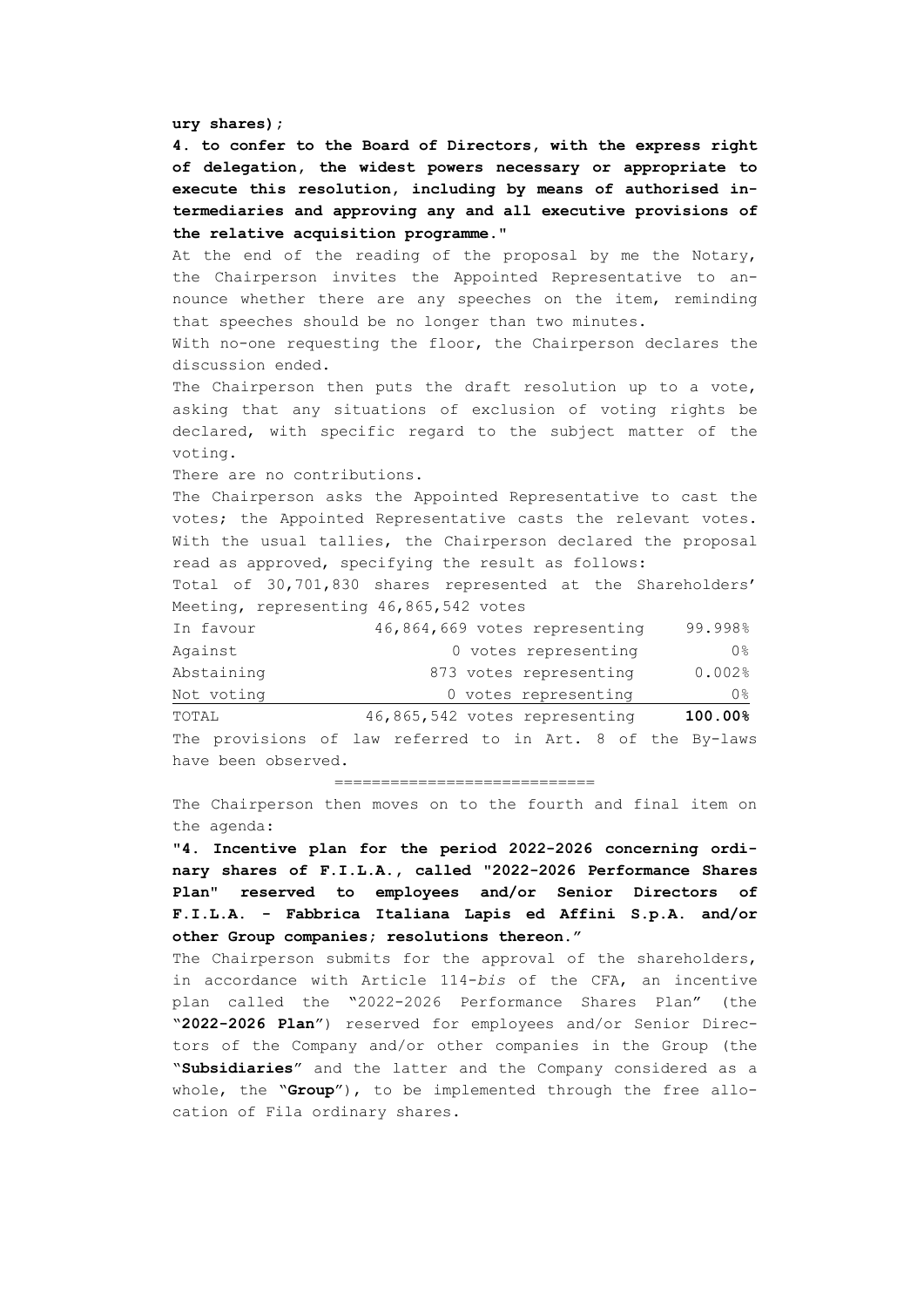**ury shares);**

**4. to confer to the Board of Directors, with the express right of delegation, the widest powers necessary or appropriate to execute this resolution, including by means of authorised intermediaries and approving any and all executive provisions of the relative acquisition programme."**

At the end of the reading of the proposal by me the Notary, the Chairperson invites the Appointed Representative to announce whether there are any speeches on the item, reminding that speeches should be no longer than two minutes.

With no-one requesting the floor, the Chairperson declares the discussion ended.

The Chairperson then puts the draft resolution up to a vote, asking that any situations of exclusion of voting rights be declared, with specific regard to the subject matter of the voting.

There are no contributions.

The Chairperson asks the Appointed Representative to cast the votes; the Appointed Representative casts the relevant votes. With the usual tallies, the Chairperson declared the proposal read as approved, specifying the result as follows:

Total of 30,701,830 shares represented at the Shareholders' Meeting, representing 46,865,542 votes

| | | |
|---|---|---|
| In favour | 46,864,669 votes representing | 99.998% |
| Against | 0 votes representing | 0% |
| Abstaining | 873 votes representing | 0.002% |
| Not voting | 0 votes representing | 0% |
| TOTAL | 46,865,542 votes representing | **100.00%** |

The provisions of law referred to in Art. 8 of the By-laws have been observed.

===========================

The Chairperson then moves on to the fourth and final item on the agenda:

**"4. Incentive plan for the period 2022-2026 concerning ordinary shares of F.I.L.A., called "2022-2026 Performance Shares Plan" reserved to employees and/or Senior Directors of F.I.L.A. - Fabbrica Italiana Lapis ed Affini S.p.A. and/or other Group companies; resolutions thereon."**

The Chairperson submits for the approval of the shareholders, in accordance with Article 114-*bis* of the CFA, an incentive plan called the "2022-2026 Performance Shares Plan" (the "**2022-2026 Plan**") reserved for employees and/or Senior Directors of the Company and/or other companies in the Group (the "**Subsidiaries**" and the latter and the Company considered as a whole, the "**Group**"), to be implemented through the free allocation of Fila ordinary shares.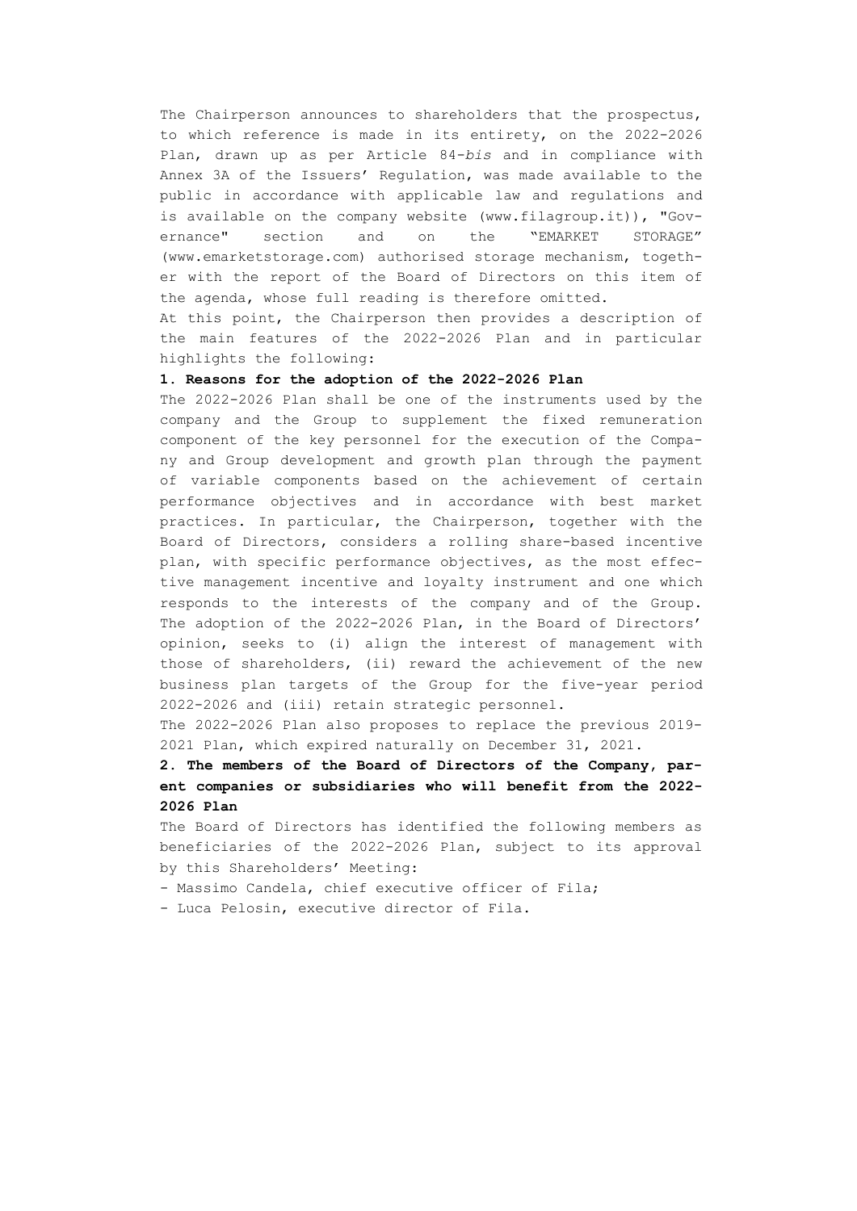The Chairperson announces to shareholders that the prospectus, to which reference is made in its entirety, on the 2022-2026 Plan, drawn up as per Article 84-*bis* and in compliance with Annex 3A of the Issuers' Regulation, was made available to the public in accordance with applicable law and regulations and is available on the company website (www.filagroup.it)), "Governance" section and on the "EMARKET STORAGE" (www.emarketstorage.com) authorised storage mechanism, together with the report of the Board of Directors on this item of the agenda, whose full reading is therefore omitted.

At this point, the Chairperson then provides a description of the main features of the 2022-2026 Plan and in particular highlights the following:

**1. Reasons for the adoption of the 2022-2026 Plan**

The 2022-2026 Plan shall be one of the instruments used by the company and the Group to supplement the fixed remuneration component of the key personnel for the execution of the Company and Group development and growth plan through the payment of variable components based on the achievement of certain performance objectives and in accordance with best market practices. In particular, the Chairperson, together with the Board of Directors, considers a rolling share-based incentive plan, with specific performance objectives, as the most effective management incentive and loyalty instrument and one which responds to the interests of the company and of the Group. The adoption of the 2022-2026 Plan, in the Board of Directors' opinion, seeks to (i) align the interest of management with those of shareholders, (ii) reward the achievement of the new business plan targets of the Group for the five-year period 2022-2026 and (iii) retain strategic personnel.

The 2022-2026 Plan also proposes to replace the previous 2019-2021 Plan, which expired naturally on December 31, 2021.

**2. The members of the Board of Directors of the Company, parent companies or subsidiaries who will benefit from the 2022-2026 Plan**

The Board of Directors has identified the following members as beneficiaries of the 2022-2026 Plan, subject to its approval by this Shareholders' Meeting:

- Massimo Candela, chief executive officer of Fila;
- Luca Pelosin, executive director of Fila.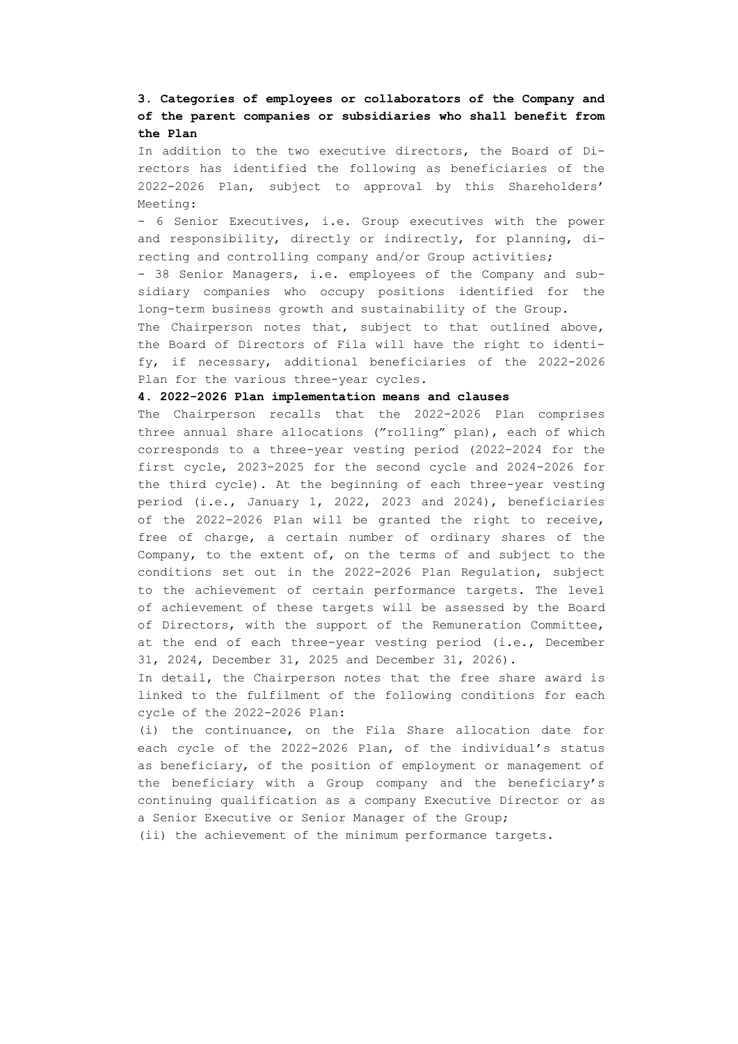### 3. Categories of employees or collaborators of the Company and of the parent companies or subsidiaries who shall benefit from the Plan

In addition to the two executive directors, the Board of Directors has identified the following as beneficiaries of the 2022-2026 Plan, subject to approval by this Shareholders' Meeting:

- 6 Senior Executives, i.e. Group executives with the power and responsibility, directly or indirectly, for planning, directing and controlling company and/or Group activities;
- 38 Senior Managers, i.e. employees of the Company and subsidiary companies who occupy positions identified for the long-term business growth and sustainability of the Group.

The Chairperson notes that, subject to that outlined above, the Board of Directors of Fila will have the right to identify, if necessary, additional beneficiaries of the 2022-2026 Plan for the various three-year cycles.

### 4. 2022-2026 Plan implementation means and clauses

The Chairperson recalls that the 2022-2026 Plan comprises three annual share allocations ("rolling" plan), each of which corresponds to a three-year vesting period (2022-2024 for the first cycle, 2023-2025 for the second cycle and 2024-2026 for the third cycle). At the beginning of each three-year vesting period (i.e., January 1, 2022, 2023 and 2024), beneficiaries of the 2022-2026 Plan will be granted the right to receive, free of charge, a certain number of ordinary shares of the Company, to the extent of, on the terms of and subject to the conditions set out in the 2022-2026 Plan Regulation, subject to the achievement of certain performance targets. The level of achievement of these targets will be assessed by the Board of Directors, with the support of the Remuneration Committee, at the end of each three-year vesting period (i.e., December 31, 2024, December 31, 2025 and December 31, 2026).

In detail, the Chairperson notes that the free share award is linked to the fulfilment of the following conditions for each cycle of the 2022-2026 Plan:

(i) the continuance, on the Fila Share allocation date for each cycle of the 2022-2026 Plan, of the individual's status as beneficiary, of the position of employment or management of the beneficiary with a Group company and the beneficiary's continuing qualification as a company Executive Director or as a Senior Executive or Senior Manager of the Group;

(ii) the achievement of the minimum performance targets.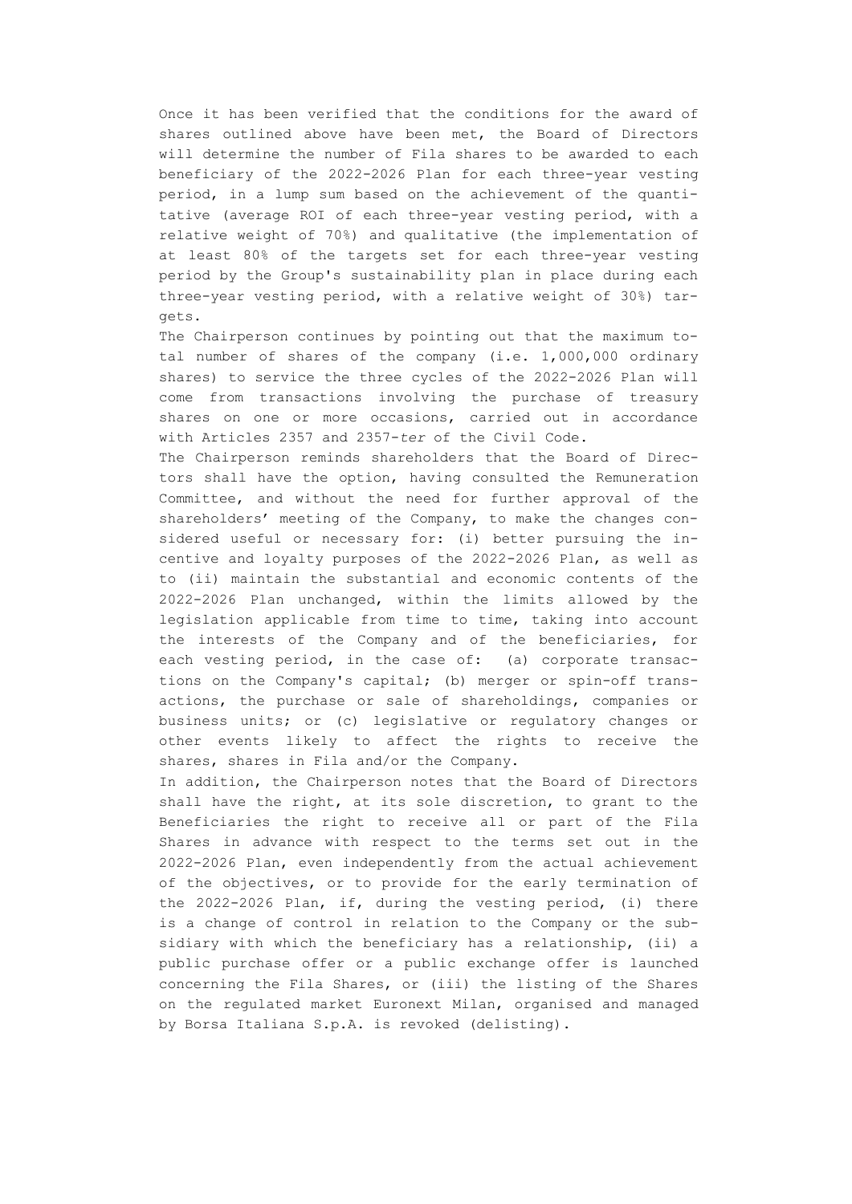Once it has been verified that the conditions for the award of shares outlined above have been met, the Board of Directors will determine the number of Fila shares to be awarded to each beneficiary of the 2022-2026 Plan for each three-year vesting period, in a lump sum based on the achievement of the quantitative (average ROI of each three-year vesting period, with a relative weight of 70%) and qualitative (the implementation of at least 80% of the targets set for each three-year vesting period by the Group's sustainability plan in place during each three-year vesting period, with a relative weight of 30%) targets.

The Chairperson continues by pointing out that the maximum total number of shares of the company (i.e. 1,000,000 ordinary shares) to service the three cycles of the 2022-2026 Plan will come from transactions involving the purchase of treasury shares on one or more occasions, carried out in accordance with Articles 2357 and 2357-*ter* of the Civil Code.

The Chairperson reminds shareholders that the Board of Directors shall have the option, having consulted the Remuneration Committee, and without the need for further approval of the shareholders' meeting of the Company, to make the changes considered useful or necessary for: (i) better pursuing the incentive and loyalty purposes of the 2022-2026 Plan, as well as to (ii) maintain the substantial and economic contents of the 2022-2026 Plan unchanged, within the limits allowed by the legislation applicable from time to time, taking into account the interests of the Company and of the beneficiaries, for each vesting period, in the case of: (a) corporate transactions on the Company's capital; (b) merger or spin-off transactions, the purchase or sale of shareholdings, companies or business units; or (c) legislative or regulatory changes or other events likely to affect the rights to receive the shares, shares in Fila and/or the Company.

In addition, the Chairperson notes that the Board of Directors shall have the right, at its sole discretion, to grant to the Beneficiaries the right to receive all or part of the Fila Shares in advance with respect to the terms set out in the 2022-2026 Plan, even independently from the actual achievement of the objectives, or to provide for the early termination of the 2022-2026 Plan, if, during the vesting period, (i) there is a change of control in relation to the Company or the subsidiary with which the beneficiary has a relationship, (ii) a public purchase offer or a public exchange offer is launched concerning the Fila Shares, or (iii) the listing of the Shares on the regulated market Euronext Milan, organised and managed by Borsa Italiana S.p.A. is revoked (delisting).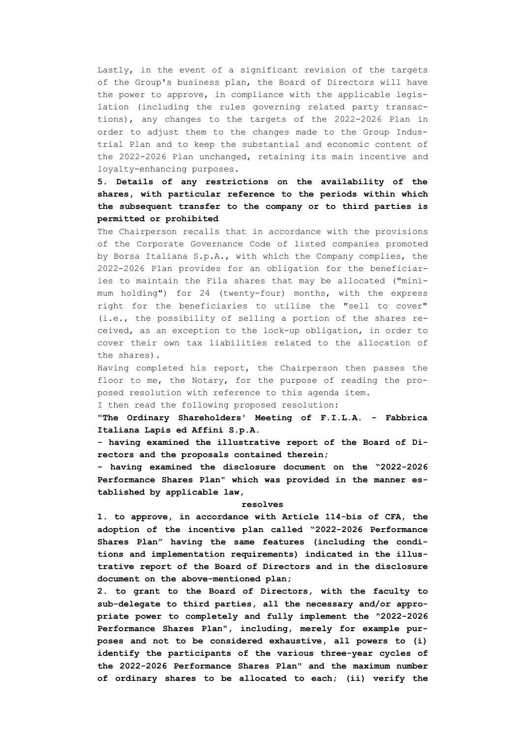Lastly, in the event of a significant revision of the targets of the Group's business plan, the Board of Directors will have the power to approve, in compliance with the applicable legislation (including the rules governing related party transactions), any changes to the targets of the 2022-2026 Plan in order to adjust them to the changes made to the Group Industrial Plan and to keep the substantial and economic content of the 2022-2026 Plan unchanged, retaining its main incentive and loyalty-enhancing purposes.

**5. Details of any restrictions on the availability of the shares, with particular reference to the periods within which the subsequent transfer to the company or to third parties is permitted or prohibited**

The Chairperson recalls that in accordance with the provisions of the Corporate Governance Code of listed companies promoted by Borsa Italiana S.p.A., with which the Company complies, the 2022-2026 Plan provides for an obligation for the beneficiaries to maintain the Fila shares that may be allocated ("minimum holding") for 24 (twenty-four) months, with the express right for the beneficiaries to utilise the "sell to cover" (i.e., the possibility of selling a portion of the shares received, as an exception to the lock-up obligation, in order to cover their own tax liabilities related to the allocation of the shares).

Having completed his report, the Chairperson then passes the floor to me, the Notary, for the purpose of reading the proposed resolution with reference to this agenda item.

I then read the following proposed resolution:

**"The Ordinary Shareholders' Meeting of F.I.L.A. - Fabbrica Italiana Lapis ed Affini S.p.A.**

**- having examined the illustrative report of the Board of Directors and the proposals contained therein;**

**- having examined the disclosure document on the "2022-2026 Performance Shares Plan" which was provided in the manner established by applicable law,**

**resolves**

**1. to approve, in accordance with Article 114-bis of CFA, the adoption of the incentive plan called "2022-2026 Performance Shares Plan" having the same features (including the conditions and implementation requirements) indicated in the illustrative report of the Board of Directors and in the disclosure document on the above-mentioned plan;**

**2. to grant to the Board of Directors, with the faculty to sub-delegate to third parties, all the necessary and/or appropriate power to completely and fully implement the "2022-2026 Performance Shares Plan", including, merely for example purposes and not to be considered exhaustive, all powers to (i) identify the participants of the various three-year cycles of the 2022-2026 Performance Shares Plan" and the maximum number of ordinary shares to be allocated to each; (ii) verify the**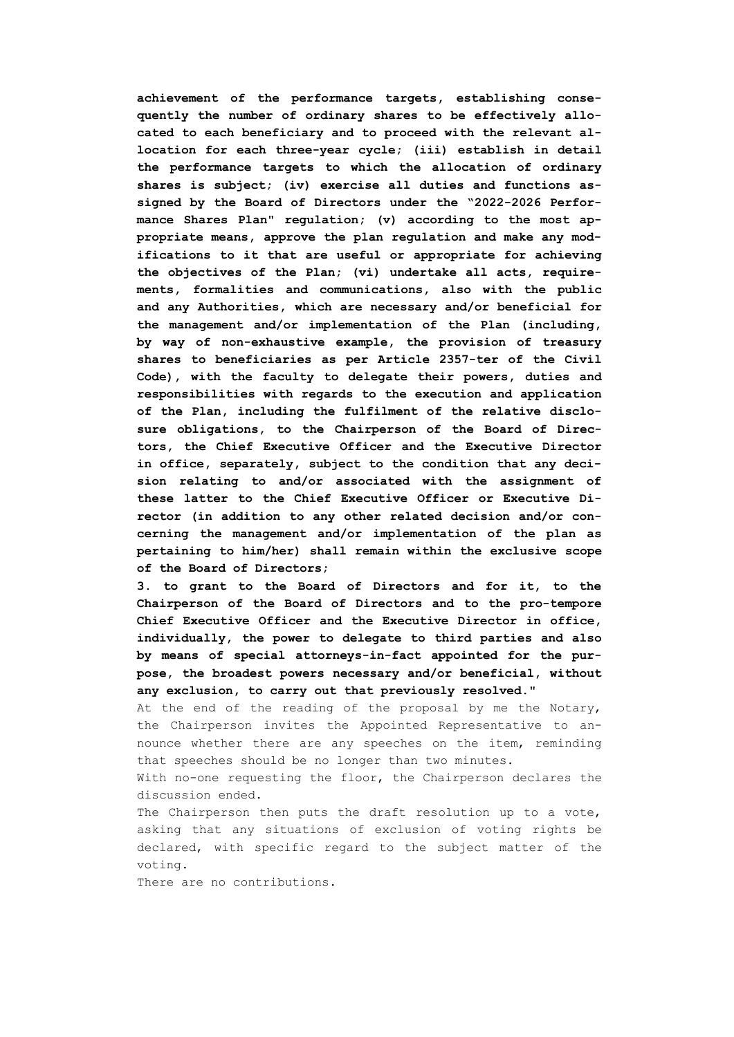**achievement of the performance targets, establishing consequently the number of ordinary shares to be effectively allocated to each beneficiary and to proceed with the relevant allocation for each three-year cycle; (iii) establish in detail the performance targets to which the allocation of ordinary shares is subject; (iv) exercise all duties and functions assigned by the Board of Directors under the "2022-2026 Performance Shares Plan" regulation; (v) according to the most appropriate means, approve the plan regulation and make any modifications to it that are useful or appropriate for achieving the objectives of the Plan; (vi) undertake all acts, requirements, formalities and communications, also with the public and any Authorities, which are necessary and/or beneficial for the management and/or implementation of the Plan (including, by way of non-exhaustive example, the provision of treasury shares to beneficiaries as per Article 2357-ter of the Civil Code), with the faculty to delegate their powers, duties and responsibilities with regards to the execution and application of the Plan, including the fulfilment of the relative disclosure obligations, to the Chairperson of the Board of Directors, the Chief Executive Officer and the Executive Director in office, separately, subject to the condition that any decision relating to and/or associated with the assignment of these latter to the Chief Executive Officer or Executive Director (in addition to any other related decision and/or concerning the management and/or implementation of the plan as pertaining to him/her) shall remain within the exclusive scope of the Board of Directors;**

**3. to grant to the Board of Directors and for it, to the Chairperson of the Board of Directors and to the pro-tempore Chief Executive Officer and the Executive Director in office, individually, the power to delegate to third parties and also by means of special attorneys-in-fact appointed for the purpose, the broadest powers necessary and/or beneficial, without any exclusion, to carry out that previously resolved."**

At the end of the reading of the proposal by me the Notary, the Chairperson invites the Appointed Representative to announce whether there are any speeches on the item, reminding that speeches should be no longer than two minutes.

With no-one requesting the floor, the Chairperson declares the discussion ended.

The Chairperson then puts the draft resolution up to a vote, asking that any situations of exclusion of voting rights be declared, with specific regard to the subject matter of the voting.

There are no contributions.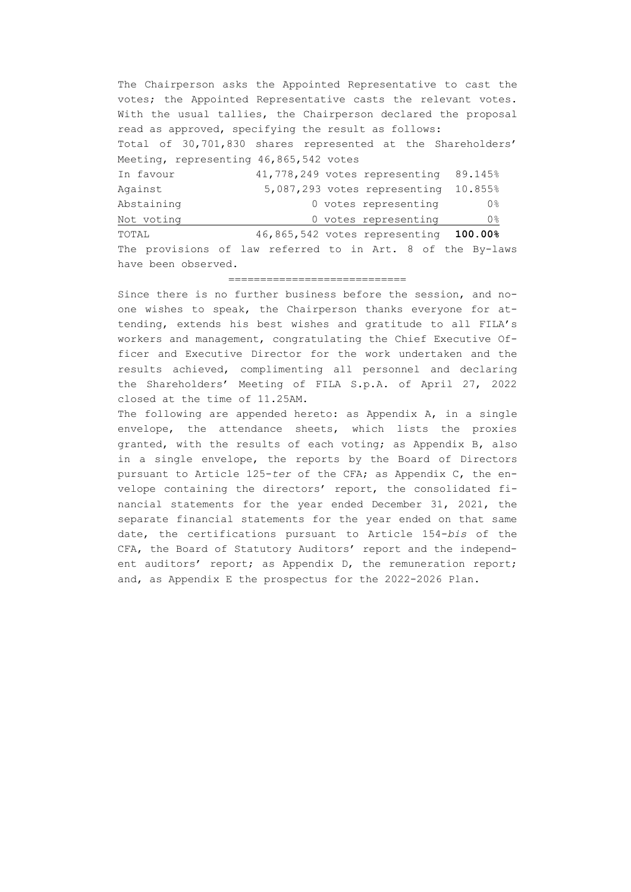The Chairperson asks the Appointed Representative to cast the votes; the Appointed Representative casts the relevant votes. With the usual tallies, the Chairperson declared the proposal read as approved, specifying the result as follows:

Total of 30,701,830 shares represented at the Shareholders' Meeting, representing 46,865,542 votes

| | | |
|---|---|---|
| In favour | 41,778,249 votes representing | 89.145% |
| Against | 5,087,293 votes representing | 10.855% |
| Abstaining | 0 votes representing | 0% |
| Not voting | 0 votes representing | 0% |
| TOTAL | 46,865,542 votes representing | **100.00%** |

The provisions of law referred to in Art. 8 of the By-laws have been observed.

============================

Since there is no further business before the session, and no-one wishes to speak, the Chairperson thanks everyone for attending, extends his best wishes and gratitude to all FILA's workers and management, congratulating the Chief Executive Officer and Executive Director for the work undertaken and the results achieved, complimenting all personnel and declaring the Shareholders' Meeting of FILA S.p.A. of April 27, 2022 closed at the time of 11.25AM.

The following are appended hereto: as Appendix A, in a single envelope, the attendance sheets, which lists the proxies granted, with the results of each voting; as Appendix B, also in a single envelope, the reports by the Board of Directors pursuant to Article 125-*ter* of the CFA; as Appendix C, the envelope containing the directors' report, the consolidated financial statements for the year ended December 31, 2021, the separate financial statements for the year ended on that same date, the certifications pursuant to Article 154-*bis* of the CFA, the Board of Statutory Auditors' report and the independent auditors' report; as Appendix D, the remuneration report; and, as Appendix E the prospectus for the 2022-2026 Plan.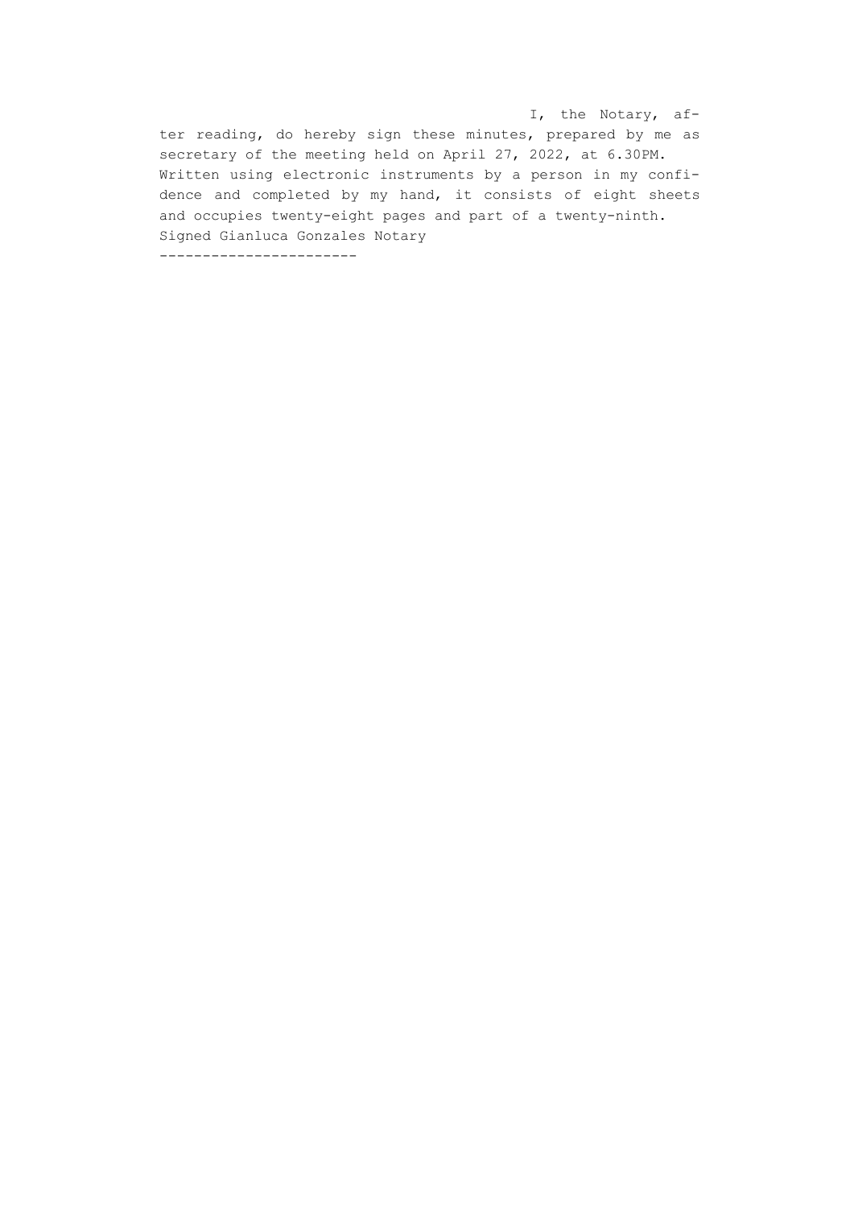I, the Notary, after reading, do hereby sign these minutes, prepared by me as secretary of the meeting held on April 27, 2022, at 6.30PM. Written using electronic instruments by a person in my confidence and completed by my hand, it consists of eight sheets and occupies twenty-eight pages and part of a twenty-ninth.

Signed Gianluca Gonzales Notary

-----------------------